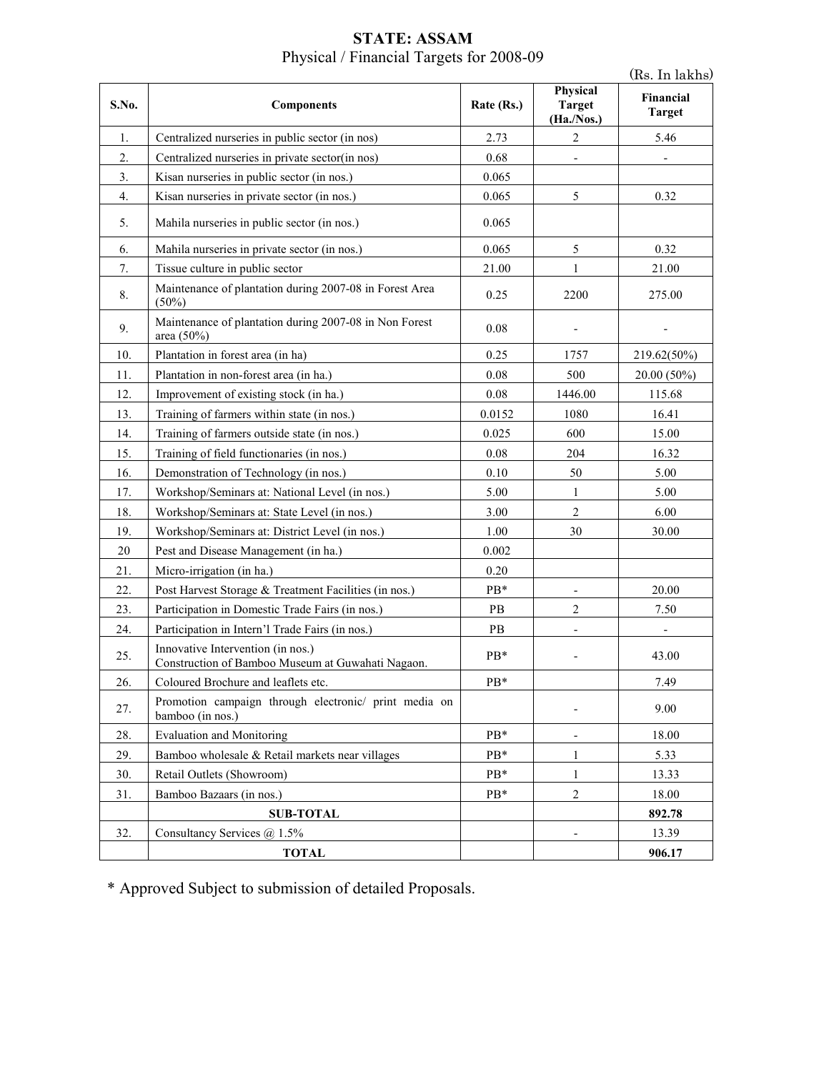# STATE: ASSAM

## Physical / Financial Targets for 2008-09

(Rs. In lakhs)

| S.No. | Components | Rate (Rs.) | Physical Target (Ha./Nos.) | Financial Target |
|---|---|---|---|---|
| 1. | Centralized nurseries in public sector (in nos) | 2.73 | 2 | 5.46 |
| 2. | Centralized nurseries in private sector(in nos) | 0.68 | - | - |
| 3. | Kisan nurseries in public sector (in nos.) | 0.065 | | |
| 4. | Kisan nurseries in private sector (in nos.) | 0.065 | 5 | 0.32 |
| 5. | Mahila nurseries in public sector (in nos.) | 0.065 | | |
| 6. | Mahila nurseries in private sector (in nos.) | 0.065 | 5 | 0.32 |
| 7. | Tissue culture in public sector | 21.00 | 1 | 21.00 |
| 8. | Maintenance of plantation during 2007-08 in Forest Area (50%) | 0.25 | 2200 | 275.00 |
| 9. | Maintenance of plantation during 2007-08 in Non Forest area (50%) | 0.08 | - | - |
| 10. | Plantation in forest area (in ha) | 0.25 | 1757 | 219.62(50%) |
| 11. | Plantation in non-forest area (in ha.) | 0.08 | 500 | 20.00 (50%) |
| 12. | Improvement of existing stock (in ha.) | 0.08 | 1446.00 | 115.68 |
| 13. | Training of farmers within state (in nos.) | 0.0152 | 1080 | 16.41 |
| 14. | Training of farmers outside state (in nos.) | 0.025 | 600 | 15.00 |
| 15. | Training of field functionaries (in nos.) | 0.08 | 204 | 16.32 |
| 16. | Demonstration of Technology (in nos.) | 0.10 | 50 | 5.00 |
| 17. | Workshop/Seminars at: National Level (in nos.) | 5.00 | 1 | 5.00 |
| 18. | Workshop/Seminars at: State Level (in nos.) | 3.00 | 2 | 6.00 |
| 19. | Workshop/Seminars at: District Level (in nos.) | 1.00 | 30 | 30.00 |
| 20 | Pest and Disease Management (in ha.) | 0.002 | | |
| 21. | Micro-irrigation (in ha.) | 0.20 | | |
| 22. | Post Harvest Storage & Treatment Facilities (in nos.) | PB* | - | 20.00 |
| 23. | Participation in Domestic Trade Fairs (in nos.) | PB | 2 | 7.50 |
| 24. | Participation in Intern'l Trade Fairs (in nos.) | PB | - | - |
| 25. | Innovative Intervention (in nos.) Construction of Bamboo Museum at Guwahati Nagaon. | PB* | - | 43.00 |
| 26. | Coloured Brochure and leaflets etc. | PB* | | 7.49 |
| 27. | Promotion campaign through electronic/ print media on bamboo (in nos.) | | - | 9.00 |
| 28. | Evaluation and Monitoring | PB* | - | 18.00 |
| 29. | Bamboo wholesale & Retail markets near villages | PB* | 1 | 5.33 |
| 30. | Retail Outlets (Showroom) | PB* | 1 | 13.33 |
| 31. | Bamboo Bazaars (in nos.) | PB* | 2 | 18.00 |
| | **SUB-TOTAL** | | | **892.78** |
| 32. | Consultancy Services @ 1.5% | | - | 13.39 |
| | **TOTAL** | | | **906.17** |

\* Approved Subject to submission of detailed Proposals.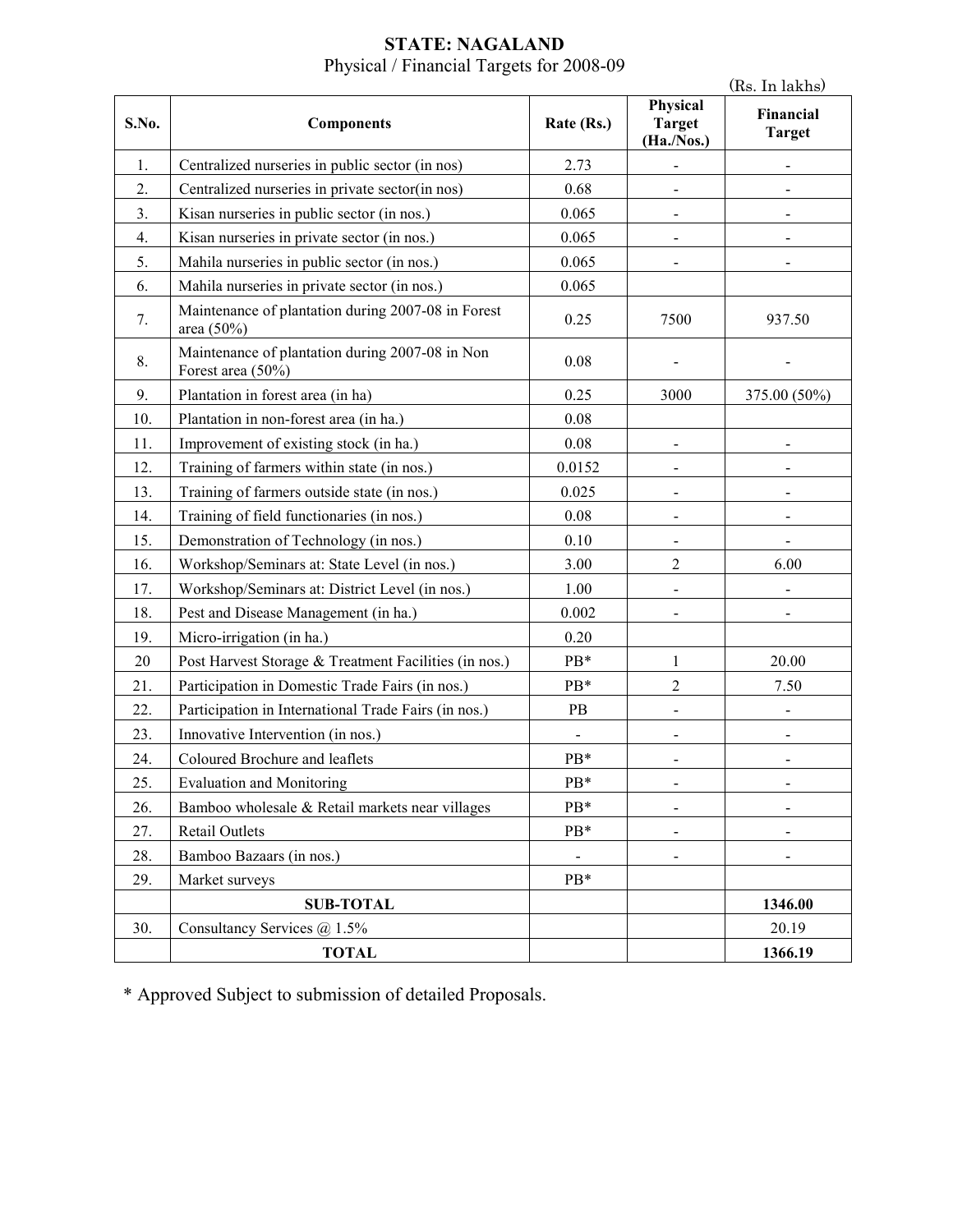**STATE: NAGALAND**

Physical / Financial Targets for 2008-09

(Rs. In lakhs)

| S.No. | Components | Rate (Rs.) | Physical Target (Ha./Nos.) | Financial Target |
|---|---|---|---|---|
| 1. | Centralized nurseries in public sector (in nos) | 2.73 | - | - |
| 2. | Centralized nurseries in private sector(in nos) | 0.68 | - | - |
| 3. | Kisan nurseries in public sector (in nos.) | 0.065 | - | - |
| 4. | Kisan nurseries in private sector (in nos.) | 0.065 | - | - |
| 5. | Mahila nurseries in public sector (in nos.) | 0.065 | - | - |
| 6. | Mahila nurseries in private sector (in nos.) | 0.065 | | |
| 7. | Maintenance of plantation during 2007-08 in Forest area (50%) | 0.25 | 7500 | 937.50 |
| 8. | Maintenance of plantation during 2007-08 in Non Forest area (50%) | 0.08 | - | - |
| 9. | Plantation in forest area (in ha) | 0.25 | 3000 | 375.00 (50%) |
| 10. | Plantation in non-forest area (in ha.) | 0.08 | | |
| 11. | Improvement of existing stock (in ha.) | 0.08 | - | - |
| 12. | Training of farmers within state (in nos.) | 0.0152 | - | - |
| 13. | Training of farmers outside state (in nos.) | 0.025 | - | - |
| 14. | Training of field functionaries (in nos.) | 0.08 | - | - |
| 15. | Demonstration of Technology (in nos.) | 0.10 | - | - |
| 16. | Workshop/Seminars at: State Level (in nos.) | 3.00 | 2 | 6.00 |
| 17. | Workshop/Seminars at: District Level (in nos.) | 1.00 | - | - |
| 18. | Pest and Disease Management (in ha.) | 0.002 | - | - |
| 19. | Micro-irrigation (in ha.) | 0.20 | | |
| 20 | Post Harvest Storage & Treatment Facilities (in nos.) | PB* | 1 | 20.00 |
| 21. | Participation in Domestic Trade Fairs (in nos.) | PB* | 2 | 7.50 |
| 22. | Participation in International Trade Fairs (in nos.) | PB | - | - |
| 23. | Innovative Intervention (in nos.) | - | - | - |
| 24. | Coloured Brochure and leaflets | PB* | - | - |
| 25. | Evaluation and Monitoring | PB* | - | - |
| 26. | Bamboo wholesale & Retail markets near villages | PB* | - | - |
| 27. | Retail Outlets | PB* | - | - |
| 28. | Bamboo Bazaars (in nos.) | - | - | - |
| 29. | Market surveys | PB* | | |
| | **SUB-TOTAL** | | | **1346.00** |
| 30. | Consultancy Services @ 1.5% | | | 20.19 |
| | **TOTAL** | | | **1366.19** |

* Approved Subject to submission of detailed Proposals.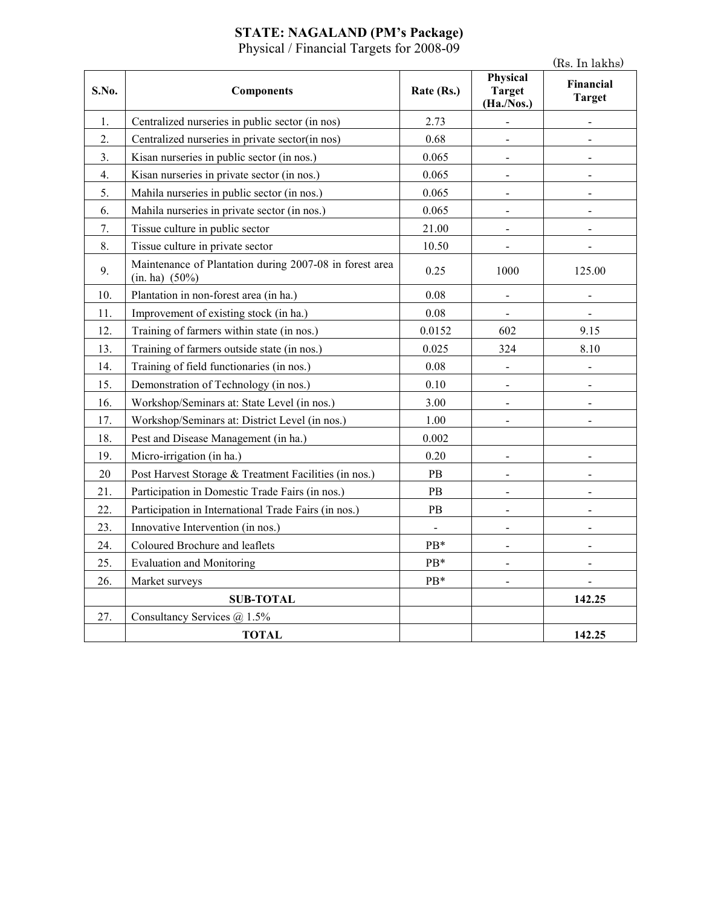**STATE: NAGALAND (PM's Package)**

Physical / Financial Targets for 2008-09

(Rs. In lakhs)

| S.No. | Components | Rate (Rs.) | Physical Target (Ha./Nos.) | Financial Target |
|---|---|---|---|---|
| 1. | Centralized nurseries in public sector (in nos) | 2.73 | - | - |
| 2. | Centralized nurseries in private sector(in nos) | 0.68 | - | - |
| 3. | Kisan nurseries in public sector (in nos.) | 0.065 | - | - |
| 4. | Kisan nurseries in private sector (in nos.) | 0.065 | - | - |
| 5. | Mahila nurseries in public sector (in nos.) | 0.065 | - | - |
| 6. | Mahila nurseries in private sector (in nos.) | 0.065 | - | - |
| 7. | Tissue culture in public sector | 21.00 | - | - |
| 8. | Tissue culture in private sector | 10.50 | - | - |
| 9. | Maintenance of Plantation during 2007-08 in forest area (in. ha) (50%) | 0.25 | 1000 | 125.00 |
| 10. | Plantation in non-forest area (in ha.) | 0.08 | - | - |
| 11. | Improvement of existing stock (in ha.) | 0.08 | - | - |
| 12. | Training of farmers within state (in nos.) | 0.0152 | 602 | 9.15 |
| 13. | Training of farmers outside state (in nos.) | 0.025 | 324 | 8.10 |
| 14. | Training of field functionaries (in nos.) | 0.08 | - | - |
| 15. | Demonstration of Technology (in nos.) | 0.10 | - | - |
| 16. | Workshop/Seminars at: State Level (in nos.) | 3.00 | - | - |
| 17. | Workshop/Seminars at: District Level (in nos.) | 1.00 | - | - |
| 18. | Pest and Disease Management (in ha.) | 0.002 | | |
| 19. | Micro-irrigation (in ha.) | 0.20 | - | - |
| 20 | Post Harvest Storage & Treatment Facilities (in nos.) | PB | - | - |
| 21. | Participation in Domestic Trade Fairs (in nos.) | PB | - | - |
| 22. | Participation in International Trade Fairs (in nos.) | PB | - | - |
| 23. | Innovative Intervention (in nos.) | - | - | - |
| 24. | Coloured Brochure and leaflets | PB* | - | - |
| 25. | Evaluation and Monitoring | PB* | - | - |
| 26. | Market surveys | PB* | - | - |
| | **SUB-TOTAL** | | | **142.25** |
| 27. | Consultancy Services @ 1.5% | | | |
| | **TOTAL** | | | **142.25** |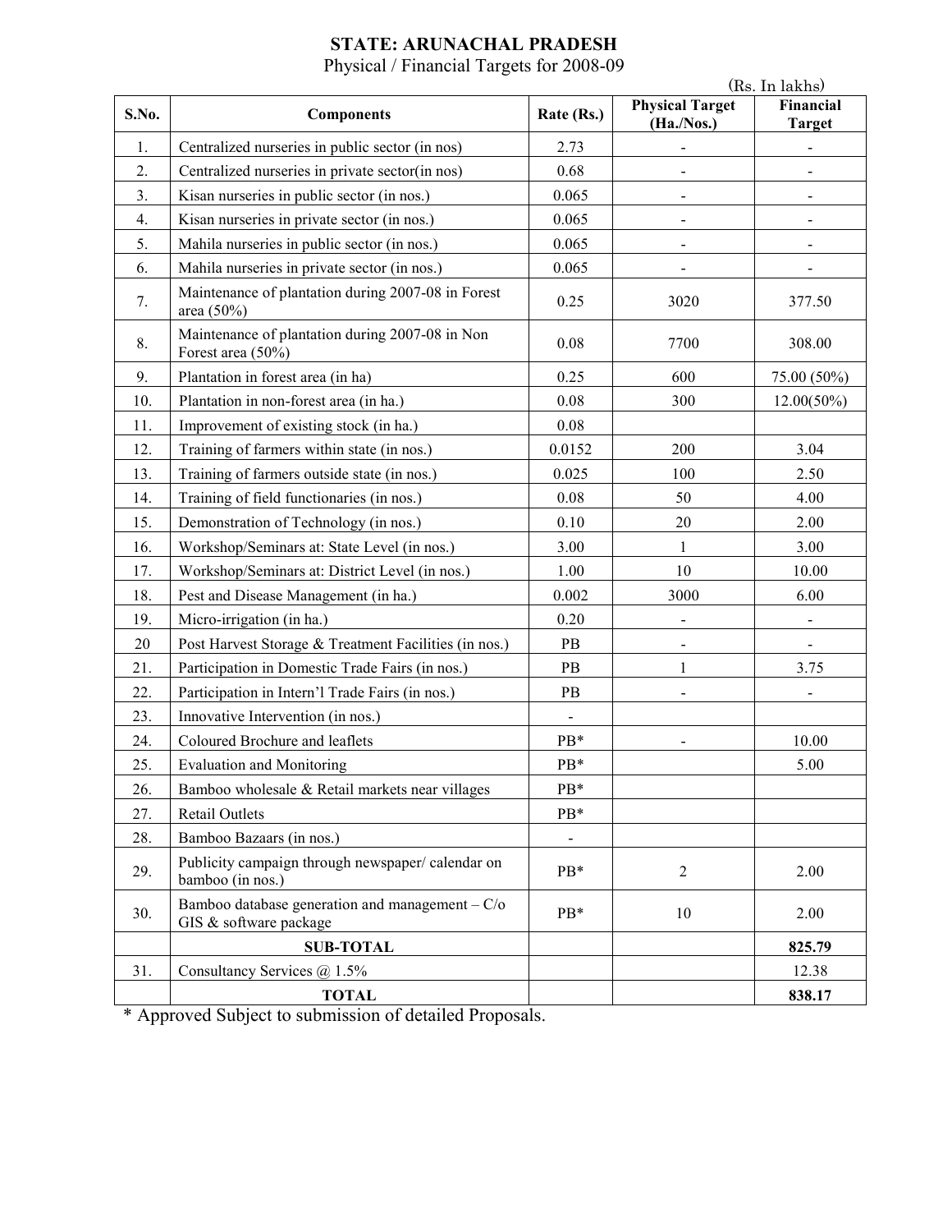**STATE: ARUNACHAL PRADESH**

Physical / Financial Targets for 2008-09

(Rs. In lakhs)

| S.No. | Components | Rate (Rs.) | Physical Target (Ha./Nos.) | Financial Target |
|---|---|---|---|---|
| 1. | Centralized nurseries in public sector (in nos) | 2.73 | - | - |
| 2. | Centralized nurseries in private sector(in nos) | 0.68 | - | - |
| 3. | Kisan nurseries in public sector (in nos.) | 0.065 | - | - |
| 4. | Kisan nurseries in private sector (in nos.) | 0.065 | - | - |
| 5. | Mahila nurseries in public sector (in nos.) | 0.065 | - | - |
| 6. | Mahila nurseries in private sector (in nos.) | 0.065 | - | - |
| 7. | Maintenance of plantation during 2007-08 in Forest area (50%) | 0.25 | 3020 | 377.50 |
| 8. | Maintenance of plantation during 2007-08 in Non Forest area (50%) | 0.08 | 7700 | 308.00 |
| 9. | Plantation in forest area (in ha) | 0.25 | 600 | 75.00 (50%) |
| 10. | Plantation in non-forest area (in ha.) | 0.08 | 300 | 12.00(50%) |
| 11. | Improvement of existing stock (in ha.) | 0.08 | | |
| 12. | Training of farmers within state (in nos.) | 0.0152 | 200 | 3.04 |
| 13. | Training of farmers outside state (in nos.) | 0.025 | 100 | 2.50 |
| 14. | Training of field functionaries (in nos.) | 0.08 | 50 | 4.00 |
| 15. | Demonstration of Technology (in nos.) | 0.10 | 20 | 2.00 |
| 16. | Workshop/Seminars at: State Level (in nos.) | 3.00 | 1 | 3.00 |
| 17. | Workshop/Seminars at: District Level (in nos.) | 1.00 | 10 | 10.00 |
| 18. | Pest and Disease Management (in ha.) | 0.002 | 3000 | 6.00 |
| 19. | Micro-irrigation (in ha.) | 0.20 | - | - |
| 20 | Post Harvest Storage & Treatment Facilities (in nos.) | PB | - | - |
| 21. | Participation in Domestic Trade Fairs (in nos.) | PB | 1 | 3.75 |
| 22. | Participation in Intern'l Trade Fairs (in nos.) | PB | - | - |
| 23. | Innovative Intervention (in nos.) | - | | |
| 24. | Coloured Brochure and leaflets | PB* | - | 10.00 |
| 25. | Evaluation and Monitoring | PB* | | 5.00 |
| 26. | Bamboo wholesale & Retail markets near villages | PB* | | |
| 27. | Retail Outlets | PB* | | |
| 28. | Bamboo Bazaars (in nos.) | - | | |
| 29. | Publicity campaign through newspaper/ calendar on bamboo (in nos.) | PB* | 2 | 2.00 |
| 30. | Bamboo database generation and management – C/o GIS & software package | PB* | 10 | 2.00 |
| | **SUB-TOTAL** | | | **825.79** |
| 31. | Consultancy Services @ 1.5% | | | 12.38 |
| | **TOTAL** | | | **838.17** |

* Approved Subject to submission of detailed Proposals.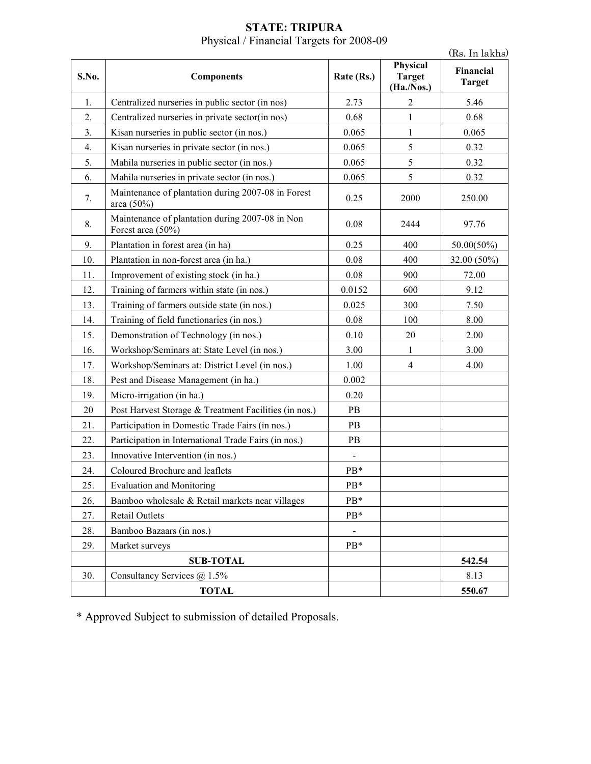**STATE: TRIPURA**

Physical / Financial Targets for 2008-09

(Rs. In lakhs)

| S.No. | Components | Rate (Rs.) | Physical Target (Ha./Nos.) | Financial Target |
|---|---|---|---|---|
| 1. | Centralized nurseries in public sector (in nos) | 2.73 | 2 | 5.46 |
| 2. | Centralized nurseries in private sector(in nos) | 0.68 | 1 | 0.68 |
| 3. | Kisan nurseries in public sector (in nos.) | 0.065 | 1 | 0.065 |
| 4. | Kisan nurseries in private sector (in nos.) | 0.065 | 5 | 0.32 |
| 5. | Mahila nurseries in public sector (in nos.) | 0.065 | 5 | 0.32 |
| 6. | Mahila nurseries in private sector (in nos.) | 0.065 | 5 | 0.32 |
| 7. | Maintenance of plantation during 2007-08 in Forest area (50%) | 0.25 | 2000 | 250.00 |
| 8. | Maintenance of plantation during 2007-08 in Non Forest area (50%) | 0.08 | 2444 | 97.76 |
| 9. | Plantation in forest area (in ha) | 0.25 | 400 | 50.00(50%) |
| 10. | Plantation in non-forest area (in ha.) | 0.08 | 400 | 32.00 (50%) |
| 11. | Improvement of existing stock (in ha.) | 0.08 | 900 | 72.00 |
| 12. | Training of farmers within state (in nos.) | 0.0152 | 600 | 9.12 |
| 13. | Training of farmers outside state (in nos.) | 0.025 | 300 | 7.50 |
| 14. | Training of field functionaries (in nos.) | 0.08 | 100 | 8.00 |
| 15. | Demonstration of Technology (in nos.) | 0.10 | 20 | 2.00 |
| 16. | Workshop/Seminars at: State Level (in nos.) | 3.00 | 1 | 3.00 |
| 17. | Workshop/Seminars at: District Level (in nos.) | 1.00 | 4 | 4.00 |
| 18. | Pest and Disease Management (in ha.) | 0.002 | | |
| 19. | Micro-irrigation (in ha.) | 0.20 | | |
| 20 | Post Harvest Storage & Treatment Facilities (in nos.) | PB | | |
| 21. | Participation in Domestic Trade Fairs (in nos.) | PB | | |
| 22. | Participation in International Trade Fairs (in nos.) | PB | | |
| 23. | Innovative Intervention (in nos.) | - | | |
| 24. | Coloured Brochure and leaflets | PB* | | |
| 25. | Evaluation and Monitoring | PB* | | |
| 26. | Bamboo wholesale & Retail markets near villages | PB* | | |
| 27. | Retail Outlets | PB* | | |
| 28. | Bamboo Bazaars (in nos.) | - | | |
| 29. | Market surveys | PB* | | |
| | **SUB-TOTAL** | | | **542.54** |
| 30. | Consultancy Services @ 1.5% | | | 8.13 |
| | **TOTAL** | | | **550.67** |

* Approved Subject to submission of detailed Proposals.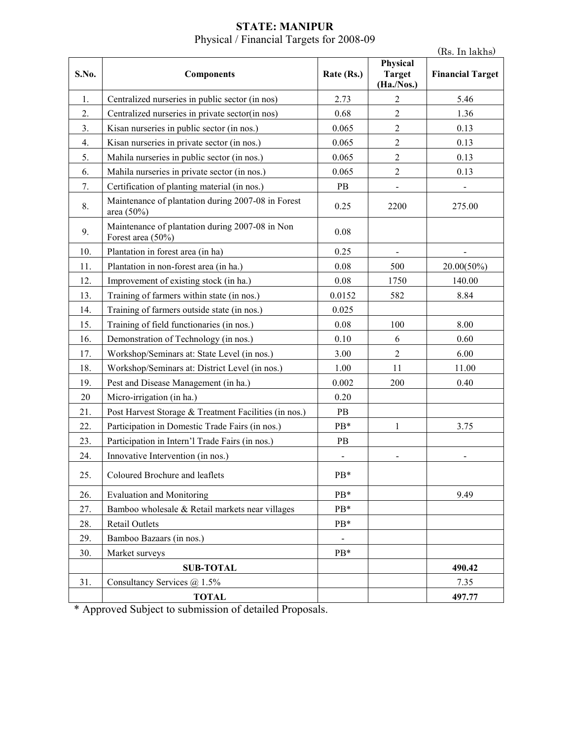# STATE: MANIPUR

Physical / Financial Targets for 2008-09

(Rs. In lakhs)

| S.No. | Components | Rate (Rs.) | Physical Target (Ha./Nos.) | Financial Target |
|---|---|---|---|---|
| 1. | Centralized nurseries in public sector (in nos) | 2.73 | 2 | 5.46 |
| 2. | Centralized nurseries in private sector(in nos) | 0.68 | 2 | 1.36 |
| 3. | Kisan nurseries in public sector (in nos.) | 0.065 | 2 | 0.13 |
| 4. | Kisan nurseries in private sector (in nos.) | 0.065 | 2 | 0.13 |
| 5. | Mahila nurseries in public sector (in nos.) | 0.065 | 2 | 0.13 |
| 6. | Mahila nurseries in private sector (in nos.) | 0.065 | 2 | 0.13 |
| 7. | Certification of planting material (in nos.) | PB | - | - |
| 8. | Maintenance of plantation during 2007-08 in Forest area (50%) | 0.25 | 2200 | 275.00 |
| 9. | Maintenance of plantation during 2007-08 in Non Forest area (50%) | 0.08 | | |
| 10. | Plantation in forest area (in ha) | 0.25 | - | - |
| 11. | Plantation in non-forest area (in ha.) | 0.08 | 500 | 20.00(50%) |
| 12. | Improvement of existing stock (in ha.) | 0.08 | 1750 | 140.00 |
| 13. | Training of farmers within state (in nos.) | 0.0152 | 582 | 8.84 |
| 14. | Training of farmers outside state (in nos.) | 0.025 | | |
| 15. | Training of field functionaries (in nos.) | 0.08 | 100 | 8.00 |
| 16. | Demonstration of Technology (in nos.) | 0.10 | 6 | 0.60 |
| 17. | Workshop/Seminars at: State Level (in nos.) | 3.00 | 2 | 6.00 |
| 18. | Workshop/Seminars at: District Level (in nos.) | 1.00 | 11 | 11.00 |
| 19. | Pest and Disease Management (in ha.) | 0.002 | 200 | 0.40 |
| 20 | Micro-irrigation (in ha.) | 0.20 | | |
| 21. | Post Harvest Storage & Treatment Facilities (in nos.) | PB | | |
| 22. | Participation in Domestic Trade Fairs (in nos.) | PB* | 1 | 3.75 |
| 23. | Participation in Intern'l Trade Fairs (in nos.) | PB | | |
| 24. | Innovative Intervention (in nos.) | - | - | - |
| 25. | Coloured Brochure and leaflets | PB* | | |
| 26. | Evaluation and Monitoring | PB* | | 9.49 |
| 27. | Bamboo wholesale & Retail markets near villages | PB* | | |
| 28. | Retail Outlets | PB* | | |
| 29. | Bamboo Bazaars (in nos.) | - | | |
| 30. | Market surveys | PB* | | |
| | **SUB-TOTAL** | | | **490.42** |
| 31. | Consultancy Services @ 1.5% | | | 7.35 |
| | **TOTAL** | | | **497.77** |

* Approved Subject to submission of detailed Proposals.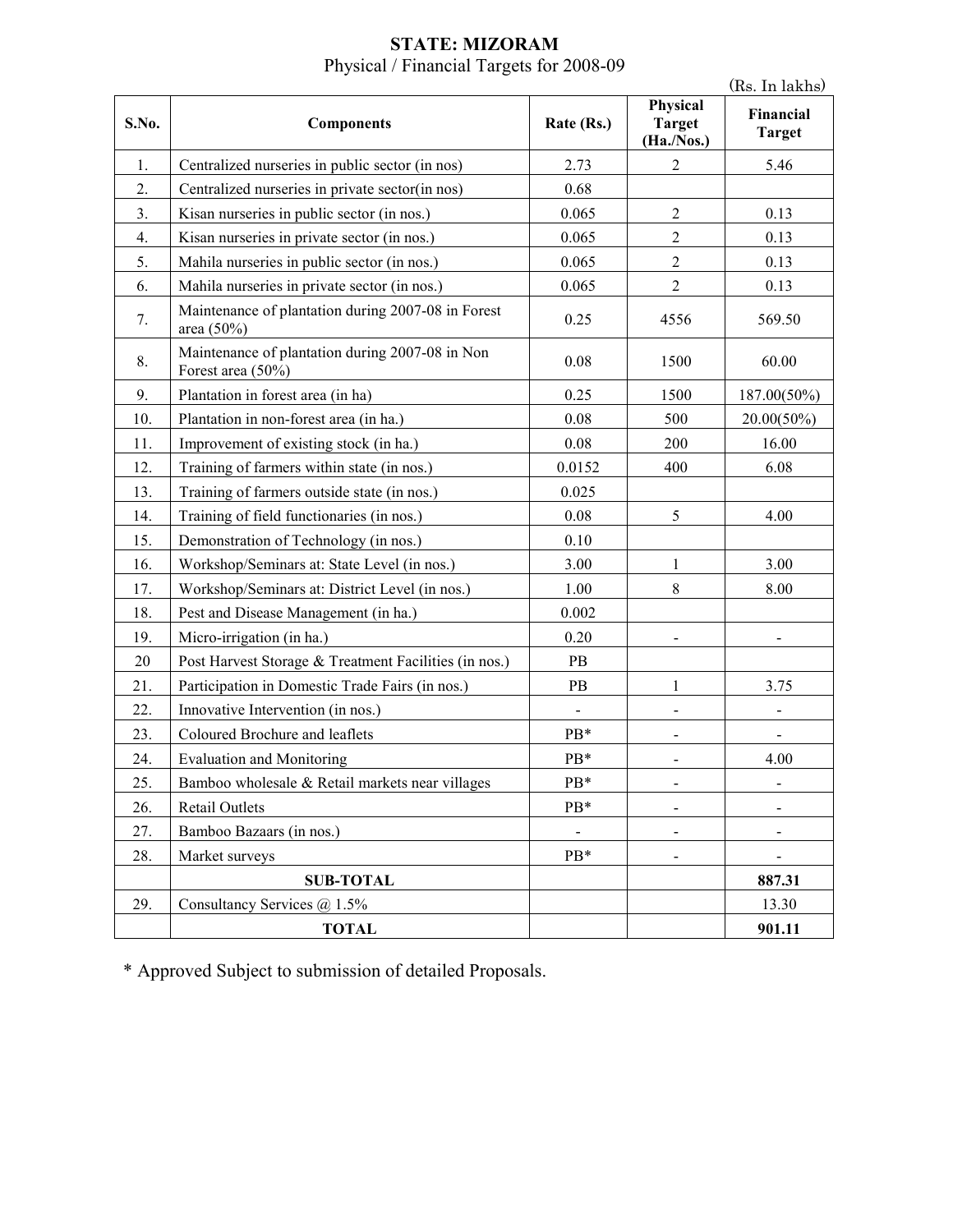# STATE: MIZORAM

Physical / Financial Targets for 2008-09

(Rs. In lakhs)

| S.No. | Components | Rate (Rs.) | Physical Target (Ha./Nos.) | Financial Target |
|---|---|---|---|---|
| 1. | Centralized nurseries in public sector (in nos) | 2.73 | 2 | 5.46 |
| 2. | Centralized nurseries in private sector(in nos) | 0.68 | | |
| 3. | Kisan nurseries in public sector (in nos.) | 0.065 | 2 | 0.13 |
| 4. | Kisan nurseries in private sector (in nos.) | 0.065 | 2 | 0.13 |
| 5. | Mahila nurseries in public sector (in nos.) | 0.065 | 2 | 0.13 |
| 6. | Mahila nurseries in private sector (in nos.) | 0.065 | 2 | 0.13 |
| 7. | Maintenance of plantation during 2007-08 in Forest area (50%) | 0.25 | 4556 | 569.50 |
| 8. | Maintenance of plantation during 2007-08 in Non Forest area (50%) | 0.08 | 1500 | 60.00 |
| 9. | Plantation in forest area (in ha) | 0.25 | 1500 | 187.00(50%) |
| 10. | Plantation in non-forest area (in ha.) | 0.08 | 500 | 20.00(50%) |
| 11. | Improvement of existing stock (in ha.) | 0.08 | 200 | 16.00 |
| 12. | Training of farmers within state (in nos.) | 0.0152 | 400 | 6.08 |
| 13. | Training of farmers outside state (in nos.) | 0.025 | | |
| 14. | Training of field functionaries (in nos.) | 0.08 | 5 | 4.00 |
| 15. | Demonstration of Technology (in nos.) | 0.10 | | |
| 16. | Workshop/Seminars at: State Level (in nos.) | 3.00 | 1 | 3.00 |
| 17. | Workshop/Seminars at: District Level (in nos.) | 1.00 | 8 | 8.00 |
| 18. | Pest and Disease Management (in ha.) | 0.002 | | |
| 19. | Micro-irrigation (in ha.) | 0.20 | - | - |
| 20 | Post Harvest Storage & Treatment Facilities (in nos.) | PB | | |
| 21. | Participation in Domestic Trade Fairs (in nos.) | PB | 1 | 3.75 |
| 22. | Innovative Intervention (in nos.) | - | - | - |
| 23. | Coloured Brochure and leaflets | PB* | - | - |
| 24. | Evaluation and Monitoring | PB* | - | 4.00 |
| 25. | Bamboo wholesale & Retail markets near villages | PB* | - | - |
| 26. | Retail Outlets | PB* | - | - |
| 27. | Bamboo Bazaars (in nos.) | - | - | - |
| 28. | Market surveys | PB* | - | - |
| | **SUB-TOTAL** | | | **887.31** |
| 29. | Consultancy Services @ 1.5% | | | 13.30 |
| | **TOTAL** | | | **901.11** |

* Approved Subject to submission of detailed Proposals.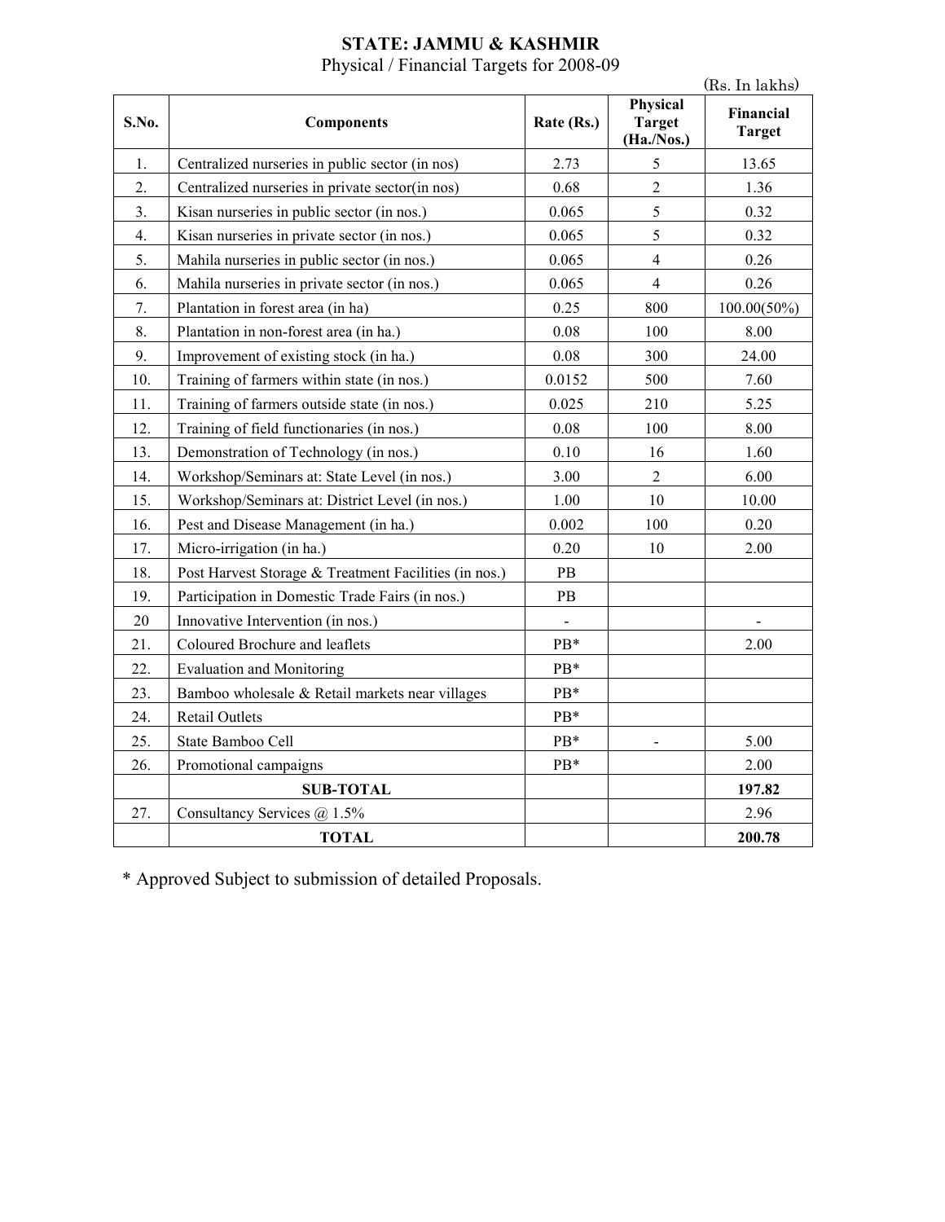**STATE: JAMMU & KASHMIR**

Physical / Financial Targets for 2008-09

(Rs. In lakhs)

| S.No. | Components | Rate (Rs.) | Physical Target (Ha./Nos.) | Financial Target |
|---|---|---|---|---|
| 1. | Centralized nurseries in public sector (in nos) | 2.73 | 5 | 13.65 |
| 2. | Centralized nurseries in private sector(in nos) | 0.68 | 2 | 1.36 |
| 3. | Kisan nurseries in public sector (in nos.) | 0.065 | 5 | 0.32 |
| 4. | Kisan nurseries in private sector (in nos.) | 0.065 | 5 | 0.32 |
| 5. | Mahila nurseries in public sector (in nos.) | 0.065 | 4 | 0.26 |
| 6. | Mahila nurseries in private sector (in nos.) | 0.065 | 4 | 0.26 |
| 7. | Plantation in forest area (in ha) | 0.25 | 800 | 100.00(50%) |
| 8. | Plantation in non-forest area (in ha.) | 0.08 | 100 | 8.00 |
| 9. | Improvement of existing stock (in ha.) | 0.08 | 300 | 24.00 |
| 10. | Training of farmers within state (in nos.) | 0.0152 | 500 | 7.60 |
| 11. | Training of farmers outside state (in nos.) | 0.025 | 210 | 5.25 |
| 12. | Training of field functionaries (in nos.) | 0.08 | 100 | 8.00 |
| 13. | Demonstration of Technology (in nos.) | 0.10 | 16 | 1.60 |
| 14. | Workshop/Seminars at: State Level (in nos.) | 3.00 | 2 | 6.00 |
| 15. | Workshop/Seminars at: District Level (in nos.) | 1.00 | 10 | 10.00 |
| 16. | Pest and Disease Management (in ha.) | 0.002 | 100 | 0.20 |
| 17. | Micro-irrigation (in ha.) | 0.20 | 10 | 2.00 |
| 18. | Post Harvest Storage & Treatment Facilities (in nos.) | PB | | |
| 19. | Participation in Domestic Trade Fairs (in nos.) | PB | | |
| 20 | Innovative Intervention (in nos.) | - | | - |
| 21. | Coloured Brochure and leaflets | PB* | | 2.00 |
| 22. | Evaluation and Monitoring | PB* | | |
| 23. | Bamboo wholesale & Retail markets near villages | PB* | | |
| 24. | Retail Outlets | PB* | | |
| 25. | State Bamboo Cell | PB* | - | 5.00 |
| 26. | Promotional campaigns | PB* | | 2.00 |
| | **SUB-TOTAL** | | | **197.82** |
| 27. | Consultancy Services @ 1.5% | | | 2.96 |
| | **TOTAL** | | | **200.78** |

\* Approved Subject to submission of detailed Proposals.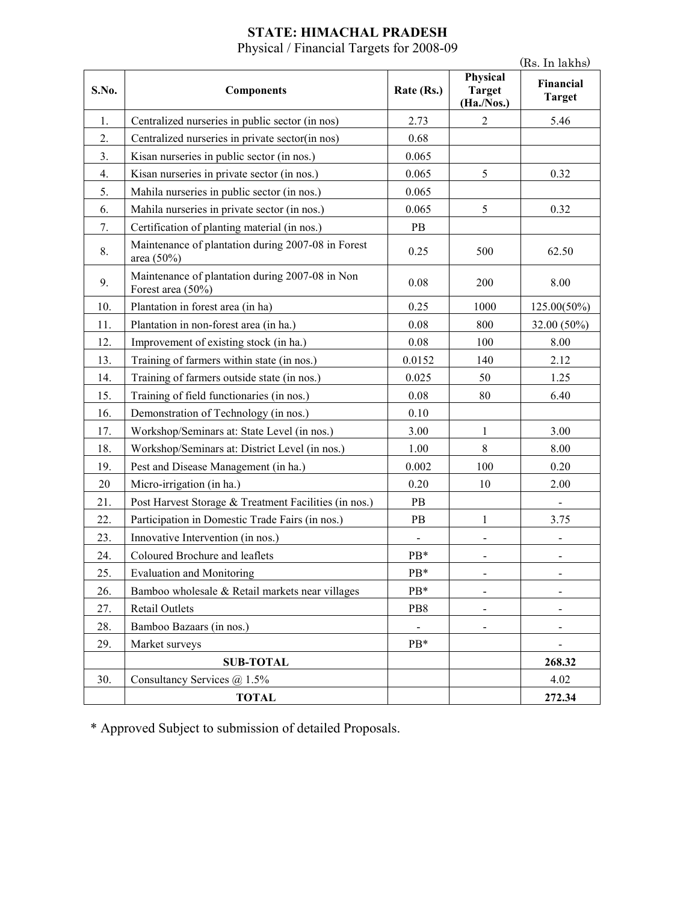# STATE: HIMACHAL PRADESH

Physical / Financial Targets for 2008-09

(Rs. In lakhs)

| S.No. | Components | Rate (Rs.) | Physical Target (Ha./Nos.) | Financial Target |
|---|---|---|---|---|
| 1. | Centralized nurseries in public sector (in nos) | 2.73 | 2 | 5.46 |
| 2. | Centralized nurseries in private sector(in nos) | 0.68 | | |
| 3. | Kisan nurseries in public sector (in nos.) | 0.065 | | |
| 4. | Kisan nurseries in private sector (in nos.) | 0.065 | 5 | 0.32 |
| 5. | Mahila nurseries in public sector (in nos.) | 0.065 | | |
| 6. | Mahila nurseries in private sector (in nos.) | 0.065 | 5 | 0.32 |
| 7. | Certification of planting material (in nos.) | PB | | |
| 8. | Maintenance of plantation during 2007-08 in Forest area (50%) | 0.25 | 500 | 62.50 |
| 9. | Maintenance of plantation during 2007-08 in Non Forest area (50%) | 0.08 | 200 | 8.00 |
| 10. | Plantation in forest area (in ha) | 0.25 | 1000 | 125.00(50%) |
| 11. | Plantation in non-forest area (in ha.) | 0.08 | 800 | 32.00 (50%) |
| 12. | Improvement of existing stock (in ha.) | 0.08 | 100 | 8.00 |
| 13. | Training of farmers within state (in nos.) | 0.0152 | 140 | 2.12 |
| 14. | Training of farmers outside state (in nos.) | 0.025 | 50 | 1.25 |
| 15. | Training of field functionaries (in nos.) | 0.08 | 80 | 6.40 |
| 16. | Demonstration of Technology (in nos.) | 0.10 | | |
| 17. | Workshop/Seminars at: State Level (in nos.) | 3.00 | 1 | 3.00 |
| 18. | Workshop/Seminars at: District Level (in nos.) | 1.00 | 8 | 8.00 |
| 19. | Pest and Disease Management (in ha.) | 0.002 | 100 | 0.20 |
| 20 | Micro-irrigation (in ha.) | 0.20 | 10 | 2.00 |
| 21. | Post Harvest Storage & Treatment Facilities (in nos.) | PB | | - |
| 22. | Participation in Domestic Trade Fairs (in nos.) | PB | 1 | 3.75 |
| 23. | Innovative Intervention (in nos.) | - | - | - |
| 24. | Coloured Brochure and leaflets | PB* | - | - |
| 25. | Evaluation and Monitoring | PB* | - | - |
| 26. | Bamboo wholesale & Retail markets near villages | PB* | - | - |
| 27. | Retail Outlets | PB8 | - | - |
| 28. | Bamboo Bazaars (in nos.) | - | - | - |
| 29. | Market surveys | PB* | | - |
| | **SUB-TOTAL** | | | **268.32** |
| 30. | Consultancy Services @ 1.5% | | | 4.02 |
| | **TOTAL** | | | **272.34** |

* Approved Subject to submission of detailed Proposals.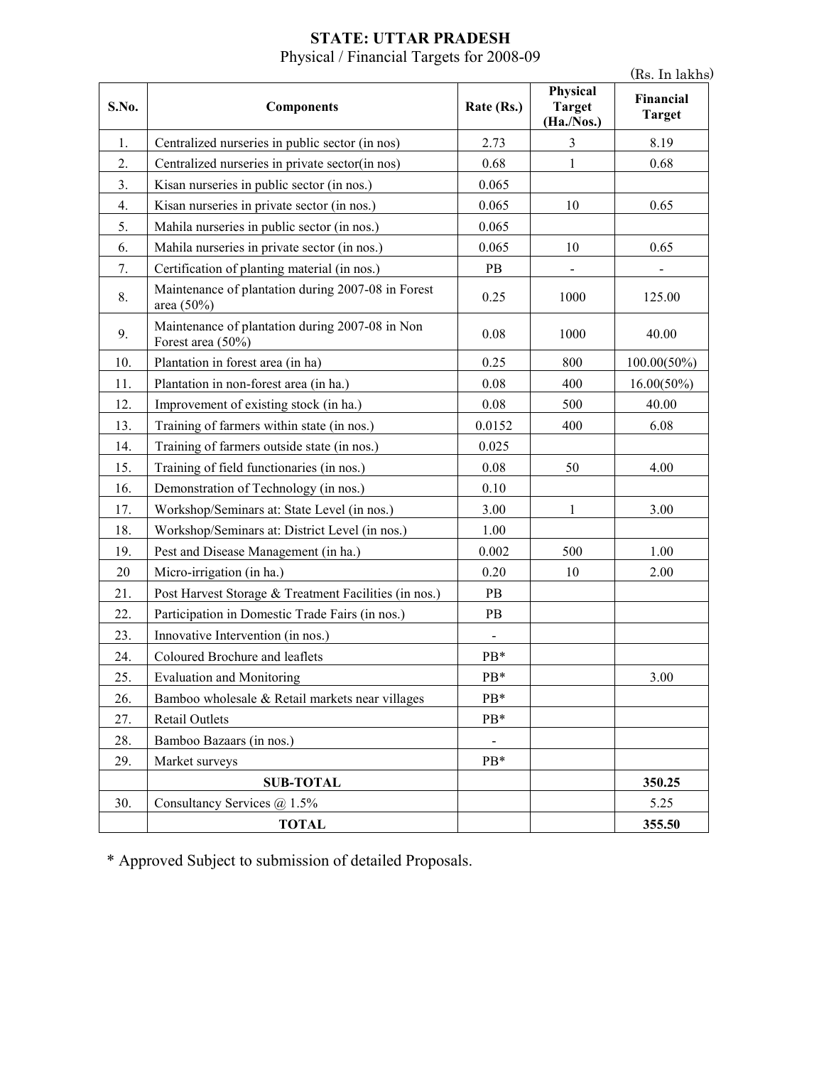**STATE: UTTAR PRADESH**

Physical / Financial Targets for 2008-09

(Rs. In lakhs)

| S.No. | Components | Rate (Rs.) | Physical Target (Ha./Nos.) | Financial Target |
|---|---|---|---|---|
| 1. | Centralized nurseries in public sector (in nos) | 2.73 | 3 | 8.19 |
| 2. | Centralized nurseries in private sector(in nos) | 0.68 | 1 | 0.68 |
| 3. | Kisan nurseries in public sector (in nos.) | 0.065 | | |
| 4. | Kisan nurseries in private sector (in nos.) | 0.065 | 10 | 0.65 |
| 5. | Mahila nurseries in public sector (in nos.) | 0.065 | | |
| 6. | Mahila nurseries in private sector (in nos.) | 0.065 | 10 | 0.65 |
| 7. | Certification of planting material (in nos.) | PB | - | - |
| 8. | Maintenance of plantation during 2007-08 in Forest area (50%) | 0.25 | 1000 | 125.00 |
| 9. | Maintenance of plantation during 2007-08 in Non Forest area (50%) | 0.08 | 1000 | 40.00 |
| 10. | Plantation in forest area (in ha) | 0.25 | 800 | 100.00(50%) |
| 11. | Plantation in non-forest area (in ha.) | 0.08 | 400 | 16.00(50%) |
| 12. | Improvement of existing stock (in ha.) | 0.08 | 500 | 40.00 |
| 13. | Training of farmers within state (in nos.) | 0.0152 | 400 | 6.08 |
| 14. | Training of farmers outside state (in nos.) | 0.025 | | |
| 15. | Training of field functionaries (in nos.) | 0.08 | 50 | 4.00 |
| 16. | Demonstration of Technology (in nos.) | 0.10 | | |
| 17. | Workshop/Seminars at: State Level (in nos.) | 3.00 | 1 | 3.00 |
| 18. | Workshop/Seminars at: District Level (in nos.) | 1.00 | | |
| 19. | Pest and Disease Management (in ha.) | 0.002 | 500 | 1.00 |
| 20 | Micro-irrigation (in ha.) | 0.20 | 10 | 2.00 |
| 21. | Post Harvest Storage & Treatment Facilities (in nos.) | PB | | |
| 22. | Participation in Domestic Trade Fairs (in nos.) | PB | | |
| 23. | Innovative Intervention (in nos.) | - | | |
| 24. | Coloured Brochure and leaflets | PB* | | |
| 25. | Evaluation and Monitoring | PB* | | 3.00 |
| 26. | Bamboo wholesale & Retail markets near villages | PB* | | |
| 27. | Retail Outlets | PB* | | |
| 28. | Bamboo Bazaars (in nos.) | - | | |
| 29. | Market surveys | PB* | | |
| | **SUB-TOTAL** | | | **350.25** |
| 30. | Consultancy Services @ 1.5% | | | 5.25 |
| | **TOTAL** | | | **355.50** |

* Approved Subject to submission of detailed Proposals.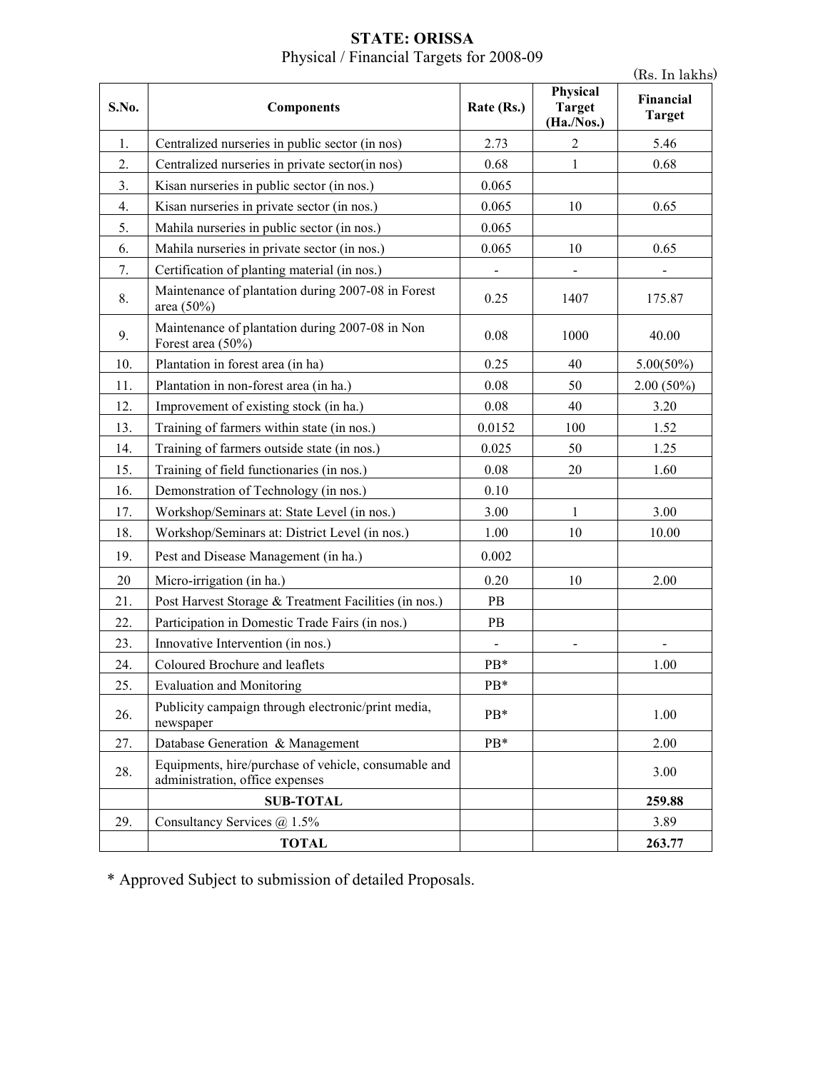**STATE: ORISSA**

Physical / Financial Targets for 2008-09

(Rs. In lakhs)

| S.No. | Components | Rate (Rs.) | Physical Target (Ha./Nos.) | Financial Target |
|---|---|---|---|---|
| 1. | Centralized nurseries in public sector (in nos) | 2.73 | 2 | 5.46 |
| 2. | Centralized nurseries in private sector(in nos) | 0.68 | 1 | 0.68 |
| 3. | Kisan nurseries in public sector (in nos.) | 0.065 | | |
| 4. | Kisan nurseries in private sector (in nos.) | 0.065 | 10 | 0.65 |
| 5. | Mahila nurseries in public sector (in nos.) | 0.065 | | |
| 6. | Mahila nurseries in private sector (in nos.) | 0.065 | 10 | 0.65 |
| 7. | Certification of planting material (in nos.) | - | - | - |
| 8. | Maintenance of plantation during 2007-08 in Forest area (50%) | 0.25 | 1407 | 175.87 |
| 9. | Maintenance of plantation during 2007-08 in Non Forest area (50%) | 0.08 | 1000 | 40.00 |
| 10. | Plantation in forest area (in ha) | 0.25 | 40 | 5.00(50%) |
| 11. | Plantation in non-forest area (in ha.) | 0.08 | 50 | 2.00 (50%) |
| 12. | Improvement of existing stock (in ha.) | 0.08 | 40 | 3.20 |
| 13. | Training of farmers within state (in nos.) | 0.0152 | 100 | 1.52 |
| 14. | Training of farmers outside state (in nos.) | 0.025 | 50 | 1.25 |
| 15. | Training of field functionaries (in nos.) | 0.08 | 20 | 1.60 |
| 16. | Demonstration of Technology (in nos.) | 0.10 | | |
| 17. | Workshop/Seminars at: State Level (in nos.) | 3.00 | 1 | 3.00 |
| 18. | Workshop/Seminars at: District Level (in nos.) | 1.00 | 10 | 10.00 |
| 19. | Pest and Disease Management (in ha.) | 0.002 | | |
| 20 | Micro-irrigation (in ha.) | 0.20 | 10 | 2.00 |
| 21. | Post Harvest Storage & Treatment Facilities (in nos.) | PB | | |
| 22. | Participation in Domestic Trade Fairs (in nos.) | PB | | |
| 23. | Innovative Intervention (in nos.) | - | - | - |
| 24. | Coloured Brochure and leaflets | PB* | | 1.00 |
| 25. | Evaluation and Monitoring | PB* | | |
| 26. | Publicity campaign through electronic/print media, newspaper | PB* | | 1.00 |
| 27. | Database Generation & Management | PB* | | 2.00 |
| 28. | Equipments, hire/purchase of vehicle, consumable and administration, office expenses | | | 3.00 |
| | **SUB-TOTAL** | | | **259.88** |
| 29. | Consultancy Services @ 1.5% | | | 3.89 |
| | **TOTAL** | | | **263.77** |

* Approved Subject to submission of detailed Proposals.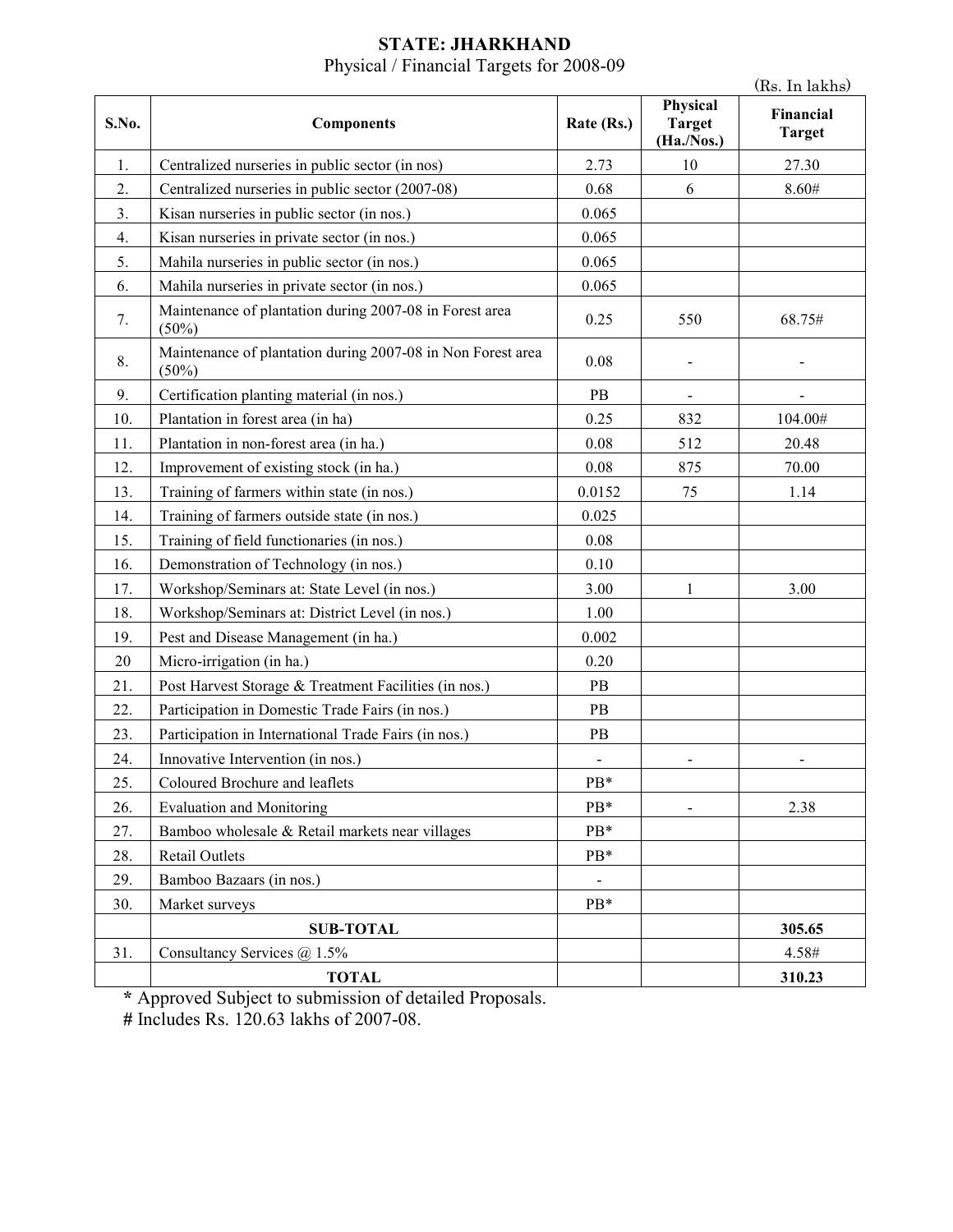**STATE: JHARKHAND**

Physical / Financial Targets for 2008-09

(Rs. In lakhs)

| S.No. | Components | Rate (Rs.) | Physical Target (Ha./Nos.) | Financial Target |
|---|---|---|---|---|
| 1. | Centralized nurseries in public sector (in nos) | 2.73 | 10 | 27.30 |
| 2. | Centralized nurseries in public sector (2007-08) | 0.68 | 6 | 8.60# |
| 3. | Kisan nurseries in public sector (in nos.) | 0.065 | | |
| 4. | Kisan nurseries in private sector (in nos.) | 0.065 | | |
| 5. | Mahila nurseries in public sector (in nos.) | 0.065 | | |
| 6. | Mahila nurseries in private sector (in nos.) | 0.065 | | |
| 7. | Maintenance of plantation during 2007-08 in Forest area (50%) | 0.25 | 550 | 68.75# |
| 8. | Maintenance of plantation during 2007-08 in Non Forest area (50%) | 0.08 | - | - |
| 9. | Certification planting material (in nos.) | PB | - | - |
| 10. | Plantation in forest area (in ha) | 0.25 | 832 | 104.00# |
| 11. | Plantation in non-forest area (in ha.) | 0.08 | 512 | 20.48 |
| 12. | Improvement of existing stock (in ha.) | 0.08 | 875 | 70.00 |
| 13. | Training of farmers within state (in nos.) | 0.0152 | 75 | 1.14 |
| 14. | Training of farmers outside state (in nos.) | 0.025 | | |
| 15. | Training of field functionaries (in nos.) | 0.08 | | |
| 16. | Demonstration of Technology (in nos.) | 0.10 | | |
| 17. | Workshop/Seminars at: State Level (in nos.) | 3.00 | 1 | 3.00 |
| 18. | Workshop/Seminars at: District Level (in nos.) | 1.00 | | |
| 19. | Pest and Disease Management (in ha.) | 0.002 | | |
| 20 | Micro-irrigation (in ha.) | 0.20 | | |
| 21. | Post Harvest Storage & Treatment Facilities (in nos.) | PB | | |
| 22. | Participation in Domestic Trade Fairs (in nos.) | PB | | |
| 23. | Participation in International Trade Fairs (in nos.) | PB | | |
| 24. | Innovative Intervention (in nos.) | - | - | - |
| 25. | Coloured Brochure and leaflets | PB* | | |
| 26. | Evaluation and Monitoring | PB* | - | 2.38 |
| 27. | Bamboo wholesale & Retail markets near villages | PB* | | |
| 28. | Retail Outlets | PB* | | |
| 29. | Bamboo Bazaars (in nos.) | - | | |
| 30. | Market surveys | PB* | | |
| | **SUB-TOTAL** | | | **305.65** |
| 31. | Consultancy Services @ 1.5% | | | 4.58# |
| | **TOTAL** | | | **310.23** |

**\*** Approved Subject to submission of detailed Proposals.

**#** Includes Rs. 120.63 lakhs of 2007-08.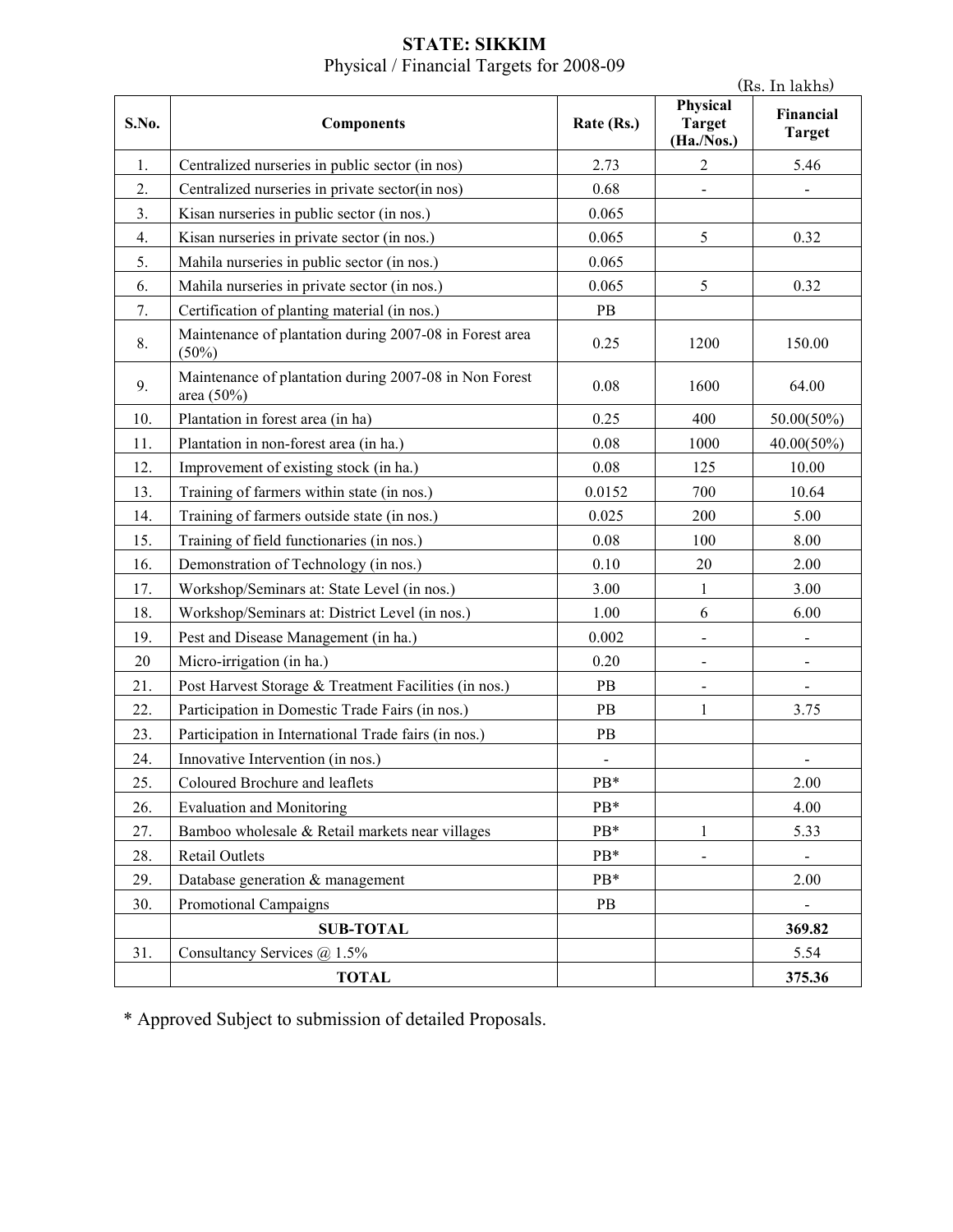**STATE: SIKKIM**
Physical / Financial Targets for 2008-09

(Rs. In lakhs)

| S.No. | Components | Rate (Rs.) | Physical Target (Ha./Nos.) | Financial Target |
|---|---|---|---|---|
| 1. | Centralized nurseries in public sector (in nos) | 2.73 | 2 | 5.46 |
| 2. | Centralized nurseries in private sector(in nos) | 0.68 | - | - |
| 3. | Kisan nurseries in public sector (in nos.) | 0.065 | | |
| 4. | Kisan nurseries in private sector (in nos.) | 0.065 | 5 | 0.32 |
| 5. | Mahila nurseries in public sector (in nos.) | 0.065 | | |
| 6. | Mahila nurseries in private sector (in nos.) | 0.065 | 5 | 0.32 |
| 7. | Certification of planting material (in nos.) | PB | | |
| 8. | Maintenance of plantation during 2007-08 in Forest area (50%) | 0.25 | 1200 | 150.00 |
| 9. | Maintenance of plantation during 2007-08 in Non Forest area (50%) | 0.08 | 1600 | 64.00 |
| 10. | Plantation in forest area (in ha) | 0.25 | 400 | 50.00(50%) |
| 11. | Plantation in non-forest area (in ha.) | 0.08 | 1000 | 40.00(50%) |
| 12. | Improvement of existing stock (in ha.) | 0.08 | 125 | 10.00 |
| 13. | Training of farmers within state (in nos.) | 0.0152 | 700 | 10.64 |
| 14. | Training of farmers outside state (in nos.) | 0.025 | 200 | 5.00 |
| 15. | Training of field functionaries (in nos.) | 0.08 | 100 | 8.00 |
| 16. | Demonstration of Technology (in nos.) | 0.10 | 20 | 2.00 |
| 17. | Workshop/Seminars at: State Level (in nos.) | 3.00 | 1 | 3.00 |
| 18. | Workshop/Seminars at: District Level (in nos.) | 1.00 | 6 | 6.00 |
| 19. | Pest and Disease Management (in ha.) | 0.002 | - | - |
| 20 | Micro-irrigation (in ha.) | 0.20 | - | - |
| 21. | Post Harvest Storage & Treatment Facilities (in nos.) | PB | - | - |
| 22. | Participation in Domestic Trade Fairs (in nos.) | PB | 1 | 3.75 |
| 23. | Participation in International Trade fairs (in nos.) | PB | | |
| 24. | Innovative Intervention (in nos.) | - | | - |
| 25. | Coloured Brochure and leaflets | PB* | | 2.00 |
| 26. | Evaluation and Monitoring | PB* | | 4.00 |
| 27. | Bamboo wholesale & Retail markets near villages | PB* | 1 | 5.33 |
| 28. | Retail Outlets | PB* | - | - |
| 29. | Database generation & management | PB* | | 2.00 |
| 30. | Promotional Campaigns | PB | | - |
| | **SUB-TOTAL** | | | **369.82** |
| 31. | Consultancy Services @ 1.5% | | | 5.54 |
| | **TOTAL** | | | **375.36** |

* Approved Subject to submission of detailed Proposals.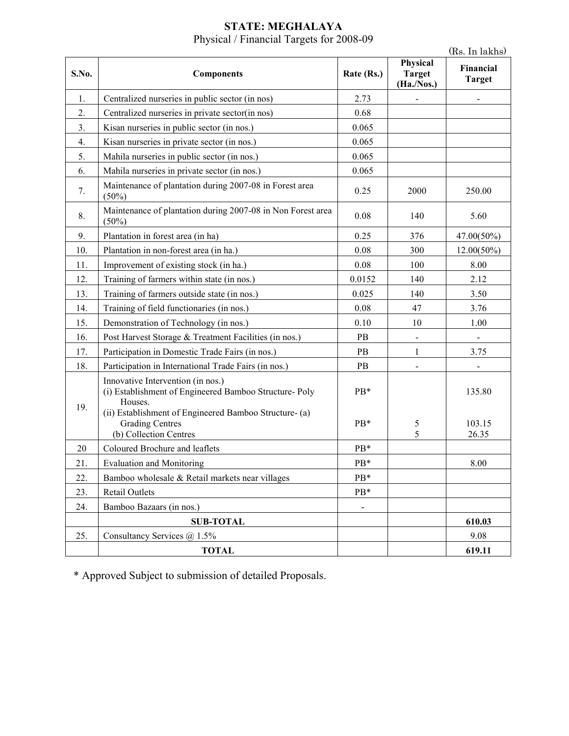**STATE: MEGHALAYA**

Physical / Financial Targets for 2008-09

(Rs. In lakhs)

| S.No. | Components | Rate (Rs.) | Physical Target (Ha./Nos.) | Financial Target |
|---|---|---|---|---|
| 1. | Centralized nurseries in public sector (in nos) | 2.73 | - | - |
| 2. | Centralized nurseries in private sector(in nos) | 0.68 | | |
| 3. | Kisan nurseries in public sector (in nos.) | 0.065 | | |
| 4. | Kisan nurseries in private sector (in nos.) | 0.065 | | |
| 5. | Mahila nurseries in public sector (in nos.) | 0.065 | | |
| 6. | Mahila nurseries in private sector (in nos.) | 0.065 | | |
| 7. | Maintenance of plantation during 2007-08 in Forest area (50%) | 0.25 | 2000 | 250.00 |
| 8. | Maintenance of plantation during 2007-08 in Non Forest area (50%) | 0.08 | 140 | 5.60 |
| 9. | Plantation in forest area (in ha) | 0.25 | 376 | 47.00(50%) |
| 10. | Plantation in non-forest area (in ha.) | 0.08 | 300 | 12.00(50%) |
| 11. | Improvement of existing stock (in ha.) | 0.08 | 100 | 8.00 |
| 12. | Training of farmers within state (in nos.) | 0.0152 | 140 | 2.12 |
| 13. | Training of farmers outside state (in nos.) | 0.025 | 140 | 3.50 |
| 14. | Training of field functionaries (in nos.) | 0.08 | 47 | 3.76 |
| 15. | Demonstration of Technology (in nos.) | 0.10 | 10 | 1.00 |
| 16. | Post Harvest Storage & Treatment Facilities (in nos.) | PB | - | - |
| 17. | Participation in Domestic Trade Fairs (in nos.) | PB | 1 | 3.75 |
| 18. | Participation in International Trade Fairs (in nos.) | PB | - | - |
| 19. | Innovative Intervention (in nos.)<br>(i) Establishment of Engineered Bamboo Structure- Poly Houses.<br>(ii) Establishment of Engineered Bamboo Structure- (a) Grading Centres<br>(b) Collection Centres | PB*<br><br>PB* | <br><br>5<br>5 | 135.80<br><br>103.15<br>26.35 |
| 20 | Coloured Brochure and leaflets | PB* | | |
| 21. | Evaluation and Monitoring | PB* | | 8.00 |
| 22. | Bamboo wholesale & Retail markets near villages | PB* | | |
| 23. | Retail Outlets | PB* | | |
| 24. | Bamboo Bazaars (in nos.) | - | | |
| | **SUB-TOTAL** | | | **610.03** |
| 25. | Consultancy Services @ 1.5% | | | 9.08 |
| | **TOTAL** | | | **619.11** |

\* Approved Subject to submission of detailed Proposals.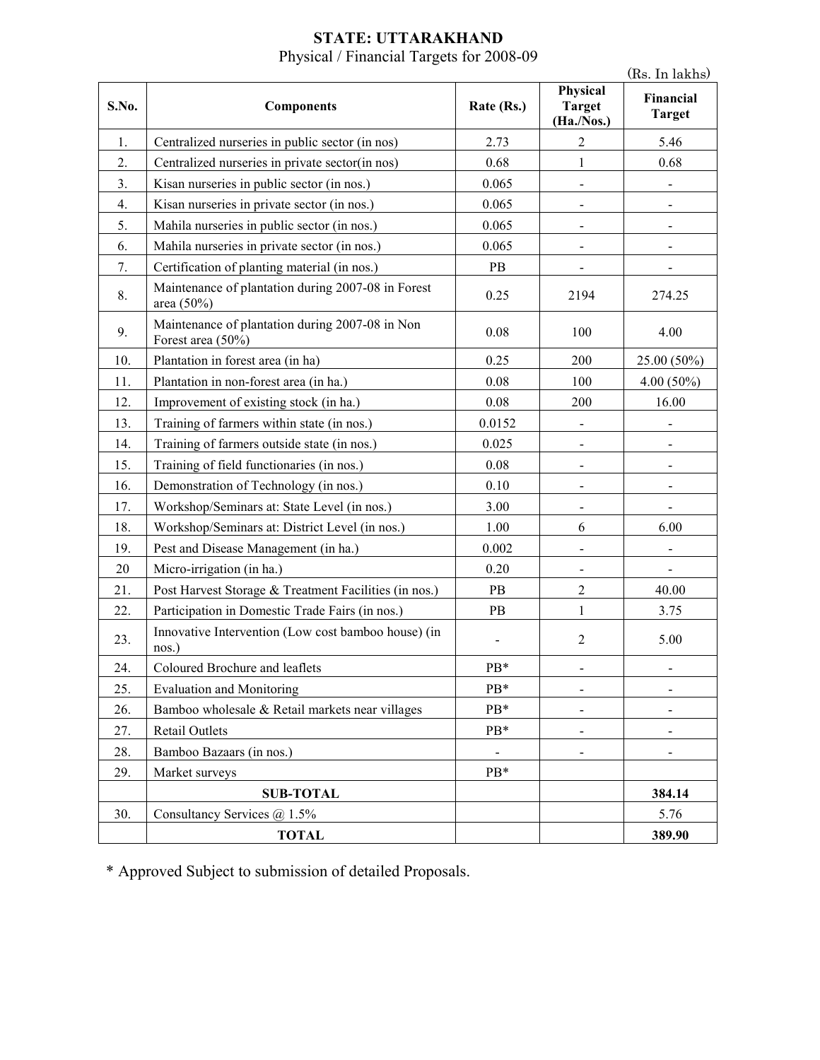# STATE: UTTARAKHAND

Physical / Financial Targets for 2008-09

(Rs. In lakhs)

| S.No. | Components | Rate (Rs.) | Physical Target (Ha./Nos.) | Financial Target |
|---|---|---|---|---|
| 1. | Centralized nurseries in public sector (in nos) | 2.73 | 2 | 5.46 |
| 2. | Centralized nurseries in private sector(in nos) | 0.68 | 1 | 0.68 |
| 3. | Kisan nurseries in public sector (in nos.) | 0.065 | - | - |
| 4. | Kisan nurseries in private sector (in nos.) | 0.065 | - | - |
| 5. | Mahila nurseries in public sector (in nos.) | 0.065 | - | - |
| 6. | Mahila nurseries in private sector (in nos.) | 0.065 | - | - |
| 7. | Certification of planting material (in nos.) | PB | - | - |
| 8. | Maintenance of plantation during 2007-08 in Forest area (50%) | 0.25 | 2194 | 274.25 |
| 9. | Maintenance of plantation during 2007-08 in Non Forest area (50%) | 0.08 | 100 | 4.00 |
| 10. | Plantation in forest area (in ha) | 0.25 | 200 | 25.00 (50%) |
| 11. | Plantation in non-forest area (in ha.) | 0.08 | 100 | 4.00 (50%) |
| 12. | Improvement of existing stock (in ha.) | 0.08 | 200 | 16.00 |
| 13. | Training of farmers within state (in nos.) | 0.0152 | - | - |
| 14. | Training of farmers outside state (in nos.) | 0.025 | - | - |
| 15. | Training of field functionaries (in nos.) | 0.08 | - | - |
| 16. | Demonstration of Technology (in nos.) | 0.10 | - | - |
| 17. | Workshop/Seminars at: State Level (in nos.) | 3.00 | - | - |
| 18. | Workshop/Seminars at: District Level (in nos.) | 1.00 | 6 | 6.00 |
| 19. | Pest and Disease Management (in ha.) | 0.002 | - | - |
| 20 | Micro-irrigation (in ha.) | 0.20 | - | - |
| 21. | Post Harvest Storage & Treatment Facilities (in nos.) | PB | 2 | 40.00 |
| 22. | Participation in Domestic Trade Fairs (in nos.) | PB | 1 | 3.75 |
| 23. | Innovative Intervention (Low cost bamboo house) (in nos.) | - | 2 | 5.00 |
| 24. | Coloured Brochure and leaflets | PB* | - | - |
| 25. | Evaluation and Monitoring | PB* | - | - |
| 26. | Bamboo wholesale & Retail markets near villages | PB* | - | - |
| 27. | Retail Outlets | PB* | - | - |
| 28. | Bamboo Bazaars (in nos.) | - | - | - |
| 29. | Market surveys | PB* | | |
| | **SUB-TOTAL** | | | **384.14** |
| 30. | Consultancy Services @ 1.5% | | | 5.76 |
| | **TOTAL** | | | **389.90** |

\* Approved Subject to submission of detailed Proposals.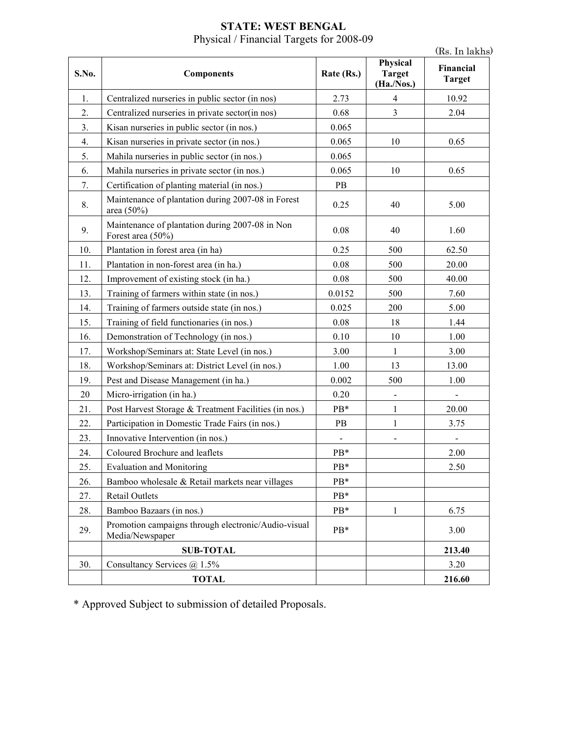**STATE: WEST BENGAL**

Physical / Financial Targets for 2008-09

(Rs. In lakhs)

| S.No. | Components | Rate (Rs.) | Physical Target (Ha./Nos.) | Financial Target |
|---|---|---|---|---|
| 1. | Centralized nurseries in public sector (in nos) | 2.73 | 4 | 10.92 |
| 2. | Centralized nurseries in private sector(in nos) | 0.68 | 3 | 2.04 |
| 3. | Kisan nurseries in public sector (in nos.) | 0.065 | | |
| 4. | Kisan nurseries in private sector (in nos.) | 0.065 | 10 | 0.65 |
| 5. | Mahila nurseries in public sector (in nos.) | 0.065 | | |
| 6. | Mahila nurseries in private sector (in nos.) | 0.065 | 10 | 0.65 |
| 7. | Certification of planting material (in nos.) | PB | | |
| 8. | Maintenance of plantation during 2007-08 in Forest area (50%) | 0.25 | 40 | 5.00 |
| 9. | Maintenance of plantation during 2007-08 in Non Forest area (50%) | 0.08 | 40 | 1.60 |
| 10. | Plantation in forest area (in ha) | 0.25 | 500 | 62.50 |
| 11. | Plantation in non-forest area (in ha.) | 0.08 | 500 | 20.00 |
| 12. | Improvement of existing stock (in ha.) | 0.08 | 500 | 40.00 |
| 13. | Training of farmers within state (in nos.) | 0.0152 | 500 | 7.60 |
| 14. | Training of farmers outside state (in nos.) | 0.025 | 200 | 5.00 |
| 15. | Training of field functionaries (in nos.) | 0.08 | 18 | 1.44 |
| 16. | Demonstration of Technology (in nos.) | 0.10 | 10 | 1.00 |
| 17. | Workshop/Seminars at: State Level (in nos.) | 3.00 | 1 | 3.00 |
| 18. | Workshop/Seminars at: District Level (in nos.) | 1.00 | 13 | 13.00 |
| 19. | Pest and Disease Management (in ha.) | 0.002 | 500 | 1.00 |
| 20 | Micro-irrigation (in ha.) | 0.20 | - | - |
| 21. | Post Harvest Storage & Treatment Facilities (in nos.) | PB* | 1 | 20.00 |
| 22. | Participation in Domestic Trade Fairs (in nos.) | PB | 1 | 3.75 |
| 23. | Innovative Intervention (in nos.) | - | - | - |
| 24. | Coloured Brochure and leaflets | PB* | | 2.00 |
| 25. | Evaluation and Monitoring | PB* | | 2.50 |
| 26. | Bamboo wholesale & Retail markets near villages | PB* | | |
| 27. | Retail Outlets | PB* | | |
| 28. | Bamboo Bazaars (in nos.) | PB* | 1 | 6.75 |
| 29. | Promotion campaigns through electronic/Audio-visual Media/Newspaper | PB* | | 3.00 |
| | **SUB-TOTAL** | | | **213.40** |
| 30. | Consultancy Services @ 1.5% | | | 3.20 |
| | **TOTAL** | | | **216.60** |

\* Approved Subject to submission of detailed Proposals.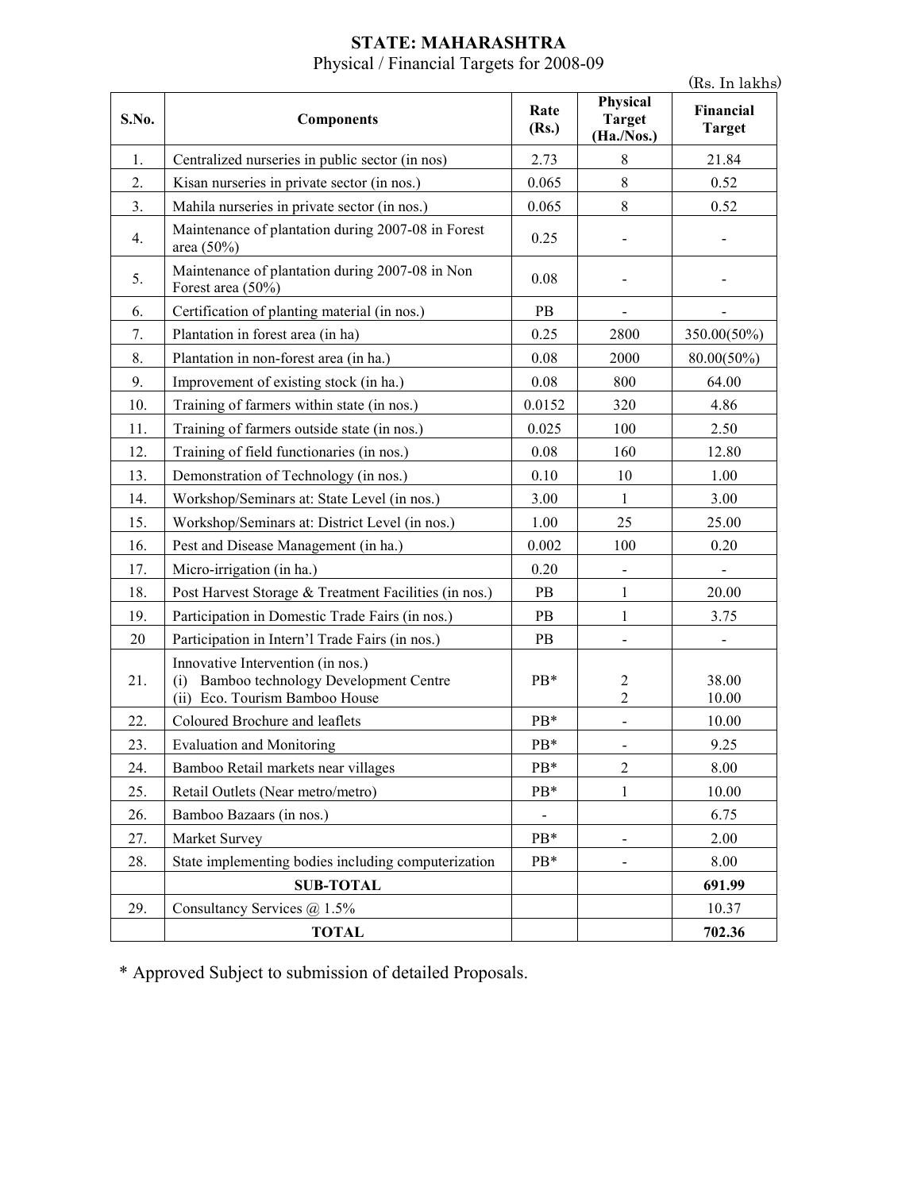## STATE: MAHARASHTRA

Physical / Financial Targets for 2008-09

(Rs. In lakhs)

| S.No. | Components | Rate (Rs.) | Physical Target (Ha./Nos.) | Financial Target |
|---|---|---|---|---|
| 1. | Centralized nurseries in public sector (in nos) | 2.73 | 8 | 21.84 |
| 2. | Kisan nurseries in private sector (in nos.) | 0.065 | 8 | 0.52 |
| 3. | Mahila nurseries in private sector (in nos.) | 0.065 | 8 | 0.52 |
| 4. | Maintenance of plantation during 2007-08 in Forest area (50%) | 0.25 | - | - |
| 5. | Maintenance of plantation during 2007-08 in Non Forest area (50%) | 0.08 | - | - |
| 6. | Certification of planting material (in nos.) | PB | - | - |
| 7. | Plantation in forest area (in ha) | 0.25 | 2800 | 350.00(50%) |
| 8. | Plantation in non-forest area (in ha.) | 0.08 | 2000 | 80.00(50%) |
| 9. | Improvement of existing stock (in ha.) | 0.08 | 800 | 64.00 |
| 10. | Training of farmers within state (in nos.) | 0.0152 | 320 | 4.86 |
| 11. | Training of farmers outside state (in nos.) | 0.025 | 100 | 2.50 |
| 12. | Training of field functionaries (in nos.) | 0.08 | 160 | 12.80 |
| 13. | Demonstration of Technology (in nos.) | 0.10 | 10 | 1.00 |
| 14. | Workshop/Seminars at: State Level (in nos.) | 3.00 | 1 | 3.00 |
| 15. | Workshop/Seminars at: District Level (in nos.) | 1.00 | 25 | 25.00 |
| 16. | Pest and Disease Management (in ha.) | 0.002 | 100 | 0.20 |
| 17. | Micro-irrigation (in ha.) | 0.20 | - | - |
| 18. | Post Harvest Storage & Treatment Facilities (in nos.) | PB | 1 | 20.00 |
| 19. | Participation in Domestic Trade Fairs (in nos.) | PB | 1 | 3.75 |
| 20 | Participation in Intern'l Trade Fairs (in nos.) | PB | - | - |
| 21. | Innovative Intervention (in nos.)<br>(i) Bamboo technology Development Centre<br>(ii) Eco. Tourism Bamboo House | PB* | <br>2<br>2 | <br>38.00<br>10.00 |
| 22. | Coloured Brochure and leaflets | PB* | - | 10.00 |
| 23. | Evaluation and Monitoring | PB* | - | 9.25 |
| 24. | Bamboo Retail markets near villages | PB* | 2 | 8.00 |
| 25. | Retail Outlets (Near metro/metro) | PB* | 1 | 10.00 |
| 26. | Bamboo Bazaars (in nos.) | - | | 6.75 |
| 27. | Market Survey | PB* | - | 2.00 |
| 28. | State implementing bodies including computerization | PB* | - | 8.00 |
| | **SUB-TOTAL** | | | **691.99** |
| 29. | Consultancy Services @ 1.5% | | | 10.37 |
| | **TOTAL** | | | **702.36** |

\* Approved Subject to submission of detailed Proposals.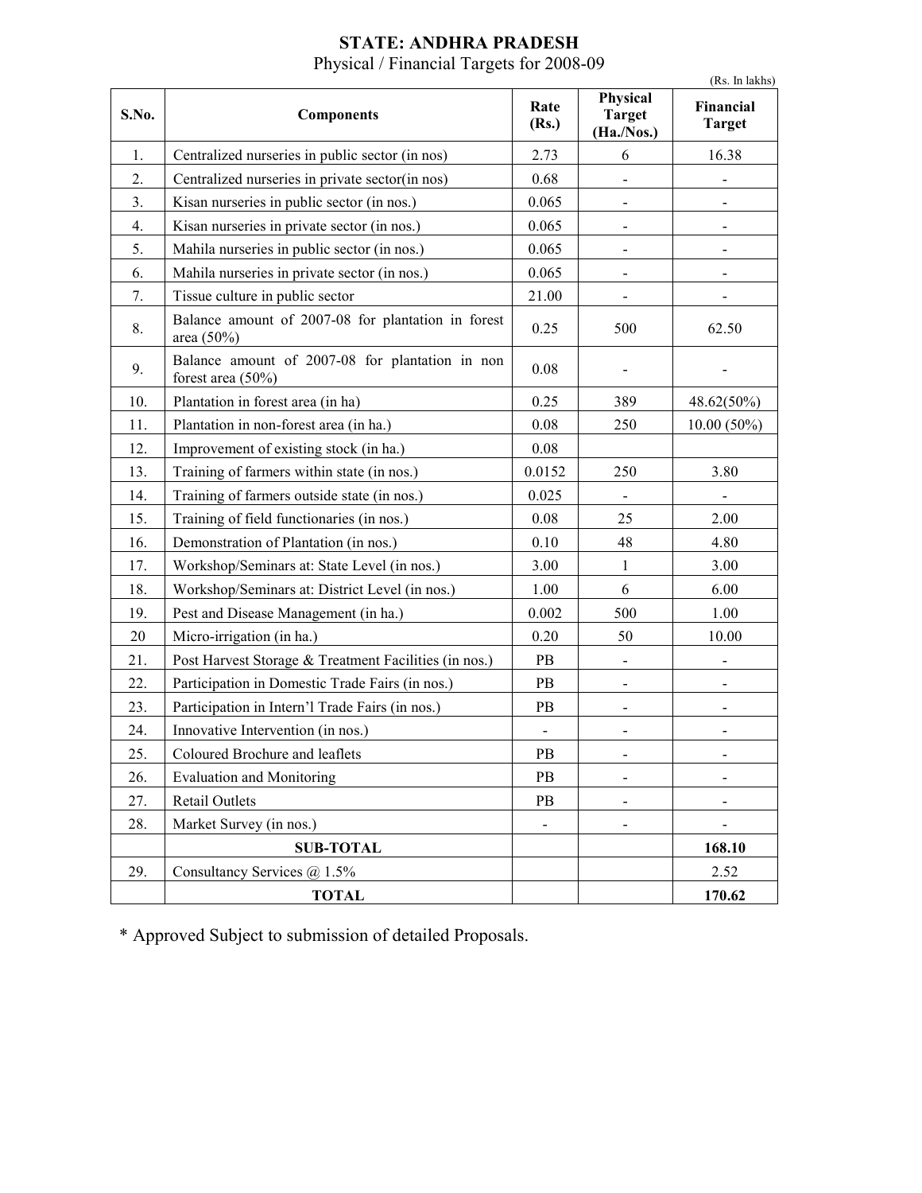# STATE: ANDHRA PRADESH

Physical / Financial Targets for 2008-09

(Rs. In lakhs)

| S.No. | Components | Rate (Rs.) | Physical Target (Ha./Nos.) | Financial Target |
|---|---|---|---|---|
| 1. | Centralized nurseries in public sector (in nos) | 2.73 | 6 | 16.38 |
| 2. | Centralized nurseries in private sector(in nos) | 0.68 | - | - |
| 3. | Kisan nurseries in public sector (in nos.) | 0.065 | - | - |
| 4. | Kisan nurseries in private sector (in nos.) | 0.065 | - | - |
| 5. | Mahila nurseries in public sector (in nos.) | 0.065 | - | - |
| 6. | Mahila nurseries in private sector (in nos.) | 0.065 | - | - |
| 7. | Tissue culture in public sector | 21.00 | - | - |
| 8. | Balance amount of 2007-08 for plantation in forest area (50%) | 0.25 | 500 | 62.50 |
| 9. | Balance amount of 2007-08 for plantation in non forest area (50%) | 0.08 | - | - |
| 10. | Plantation in forest area (in ha) | 0.25 | 389 | 48.62(50%) |
| 11. | Plantation in non-forest area (in ha.) | 0.08 | 250 | 10.00 (50%) |
| 12. | Improvement of existing stock (in ha.) | 0.08 | | |
| 13. | Training of farmers within state (in nos.) | 0.0152 | 250 | 3.80 |
| 14. | Training of farmers outside state (in nos.) | 0.025 | - | - |
| 15. | Training of field functionaries (in nos.) | 0.08 | 25 | 2.00 |
| 16. | Demonstration of Plantation (in nos.) | 0.10 | 48 | 4.80 |
| 17. | Workshop/Seminars at: State Level (in nos.) | 3.00 | 1 | 3.00 |
| 18. | Workshop/Seminars at: District Level (in nos.) | 1.00 | 6 | 6.00 |
| 19. | Pest and Disease Management (in ha.) | 0.002 | 500 | 1.00 |
| 20 | Micro-irrigation (in ha.) | 0.20 | 50 | 10.00 |
| 21. | Post Harvest Storage & Treatment Facilities (in nos.) | PB | - | - |
| 22. | Participation in Domestic Trade Fairs (in nos.) | PB | - | - |
| 23. | Participation in Intern'l Trade Fairs (in nos.) | PB | - | - |
| 24. | Innovative Intervention (in nos.) | - | - | - |
| 25. | Coloured Brochure and leaflets | PB | - | - |
| 26. | Evaluation and Monitoring | PB | - | - |
| 27. | Retail Outlets | PB | - | - |
| 28. | Market Survey (in nos.) | - | - | - |
| | **SUB-TOTAL** | | | **168.10** |
| 29. | Consultancy Services @ 1.5% | | | 2.52 |
| | **TOTAL** | | | **170.62** |

\* Approved Subject to submission of detailed Proposals.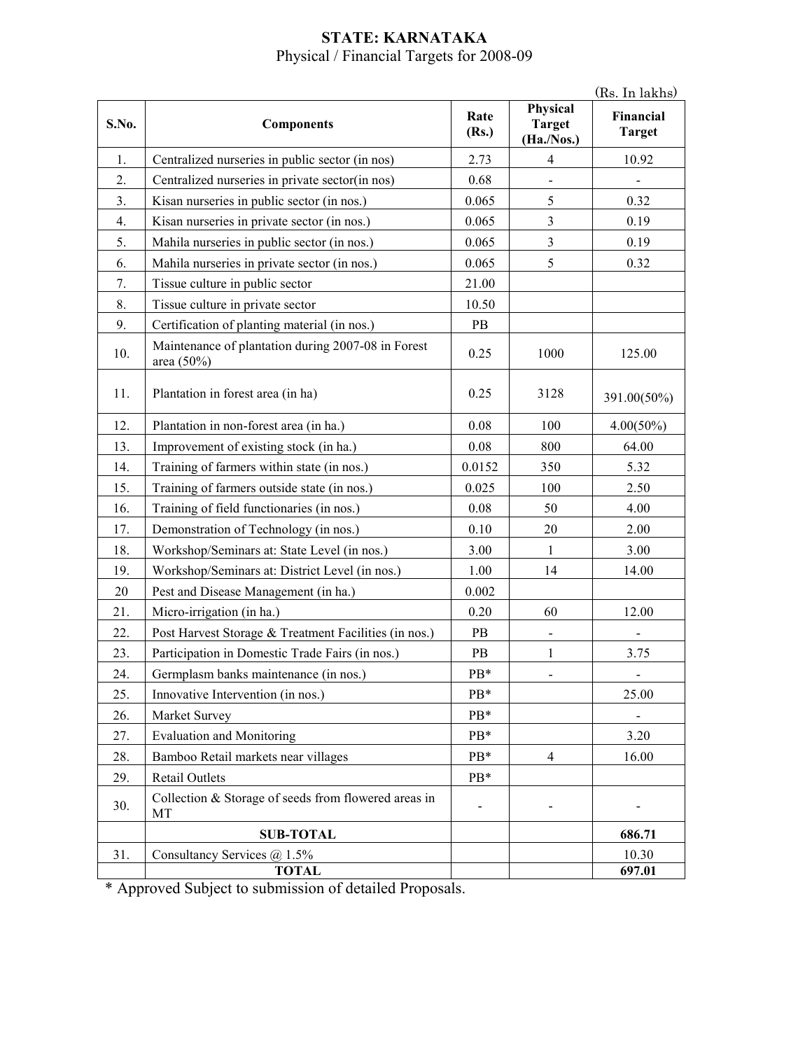**STATE: KARNATAKA**

Physical / Financial Targets for 2008-09

(Rs. In lakhs)

| S.No. | Components | Rate (Rs.) | Physical Target (Ha./Nos.) | Financial Target |
|---|---|---|---|---|
| 1. | Centralized nurseries in public sector (in nos) | 2.73 | 4 | 10.92 |
| 2. | Centralized nurseries in private sector(in nos) | 0.68 | - | - |
| 3. | Kisan nurseries in public sector (in nos.) | 0.065 | 5 | 0.32 |
| 4. | Kisan nurseries in private sector (in nos.) | 0.065 | 3 | 0.19 |
| 5. | Mahila nurseries in public sector (in nos.) | 0.065 | 3 | 0.19 |
| 6. | Mahila nurseries in private sector (in nos.) | 0.065 | 5 | 0.32 |
| 7. | Tissue culture in public sector | 21.00 | | |
| 8. | Tissue culture in private sector | 10.50 | | |
| 9. | Certification of planting material (in nos.) | PB | | |
| 10. | Maintenance of plantation during 2007-08 in Forest area (50%) | 0.25 | 1000 | 125.00 |
| 11. | Plantation in forest area (in ha) | 0.25 | 3128 | 391.00(50%) |
| 12. | Plantation in non-forest area (in ha.) | 0.08 | 100 | 4.00(50%) |
| 13. | Improvement of existing stock (in ha.) | 0.08 | 800 | 64.00 |
| 14. | Training of farmers within state (in nos.) | 0.0152 | 350 | 5.32 |
| 15. | Training of farmers outside state (in nos.) | 0.025 | 100 | 2.50 |
| 16. | Training of field functionaries (in nos.) | 0.08 | 50 | 4.00 |
| 17. | Demonstration of Technology (in nos.) | 0.10 | 20 | 2.00 |
| 18. | Workshop/Seminars at: State Level (in nos.) | 3.00 | 1 | 3.00 |
| 19. | Workshop/Seminars at: District Level (in nos.) | 1.00 | 14 | 14.00 |
| 20 | Pest and Disease Management (in ha.) | 0.002 | | |
| 21. | Micro-irrigation (in ha.) | 0.20 | 60 | 12.00 |
| 22. | Post Harvest Storage & Treatment Facilities (in nos.) | PB | - | - |
| 23. | Participation in Domestic Trade Fairs (in nos.) | PB | 1 | 3.75 |
| 24. | Germplasm banks maintenance (in nos.) | PB* | - | - |
| 25. | Innovative Intervention (in nos.) | PB* | | 25.00 |
| 26. | Market Survey | PB* | | - |
| 27. | Evaluation and Monitoring | PB* | | 3.20 |
| 28. | Bamboo Retail markets near villages | PB* | 4 | 16.00 |
| 29. | Retail Outlets | PB* | | |
| 30. | Collection & Storage of seeds from flowered areas in MT | - | - | - |
| | **SUB-TOTAL** | | | **686.71** |
| 31. | Consultancy Services @ 1.5% | | | 10.30 |
| | **TOTAL** | | | **697.01** |

\* Approved Subject to submission of detailed Proposals.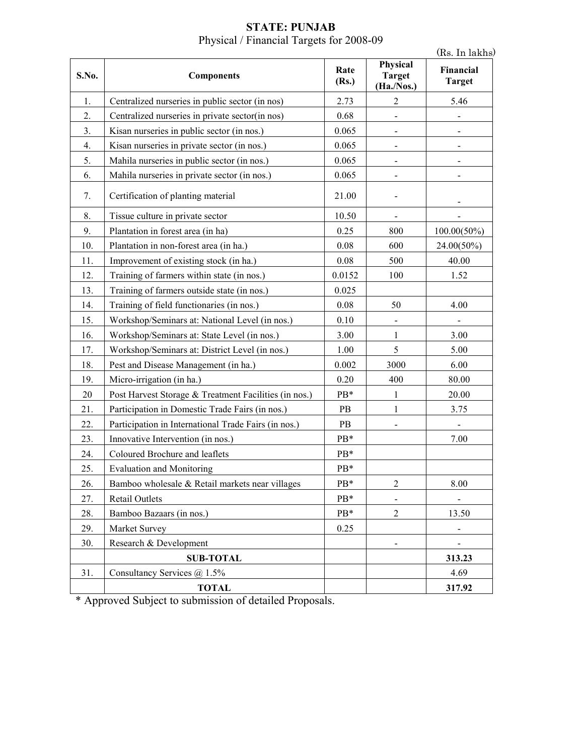**STATE: PUNJAB**

Physical / Financial Targets for 2008-09

(Rs. In lakhs)

| S.No. | Components | Rate (Rs.) | Physical Target (Ha./Nos.) | Financial Target |
|---|---|---|---|---|
| 1. | Centralized nurseries in public sector (in nos) | 2.73 | 2 | 5.46 |
| 2. | Centralized nurseries in private sector(in nos) | 0.68 | - | - |
| 3. | Kisan nurseries in public sector (in nos.) | 0.065 | - | - |
| 4. | Kisan nurseries in private sector (in nos.) | 0.065 | - | - |
| 5. | Mahila nurseries in public sector (in nos.) | 0.065 | - | - |
| 6. | Mahila nurseries in private sector (in nos.) | 0.065 | - | - |
| 7. | Certification of planting material | 21.00 | - | - |
| 8. | Tissue culture in private sector | 10.50 | - | - |
| 9. | Plantation in forest area (in ha) | 0.25 | 800 | 100.00(50%) |
| 10. | Plantation in non-forest area (in ha.) | 0.08 | 600 | 24.00(50%) |
| 11. | Improvement of existing stock (in ha.) | 0.08 | 500 | 40.00 |
| 12. | Training of farmers within state (in nos.) | 0.0152 | 100 | 1.52 |
| 13. | Training of farmers outside state (in nos.) | 0.025 | | |
| 14. | Training of field functionaries (in nos.) | 0.08 | 50 | 4.00 |
| 15. | Workshop/Seminars at: National Level (in nos.) | 0.10 | - | - |
| 16. | Workshop/Seminars at: State Level (in nos.) | 3.00 | 1 | 3.00 |
| 17. | Workshop/Seminars at: District Level (in nos.) | 1.00 | 5 | 5.00 |
| 18. | Pest and Disease Management (in ha.) | 0.002 | 3000 | 6.00 |
| 19. | Micro-irrigation (in ha.) | 0.20 | 400 | 80.00 |
| 20 | Post Harvest Storage & Treatment Facilities (in nos.) | PB* | 1 | 20.00 |
| 21. | Participation in Domestic Trade Fairs (in nos.) | PB | 1 | 3.75 |
| 22. | Participation in International Trade Fairs (in nos.) | PB | - | - |
| 23. | Innovative Intervention (in nos.) | PB* | | 7.00 |
| 24. | Coloured Brochure and leaflets | PB* | | |
| 25. | Evaluation and Monitoring | PB* | | |
| 26. | Bamboo wholesale & Retail markets near villages | PB* | 2 | 8.00 |
| 27. | Retail Outlets | PB* | - | - |
| 28. | Bamboo Bazaars (in nos.) | PB* | 2 | 13.50 |
| 29. | Market Survey | 0.25 | | - |
| 30. | Research & Development | | - | - |
| | **SUB-TOTAL** | | | **313.23** |
| 31. | Consultancy Services @ 1.5% | | | 4.69 |
| | **TOTAL** | | | **317.92** |

\* Approved Subject to submission of detailed Proposals.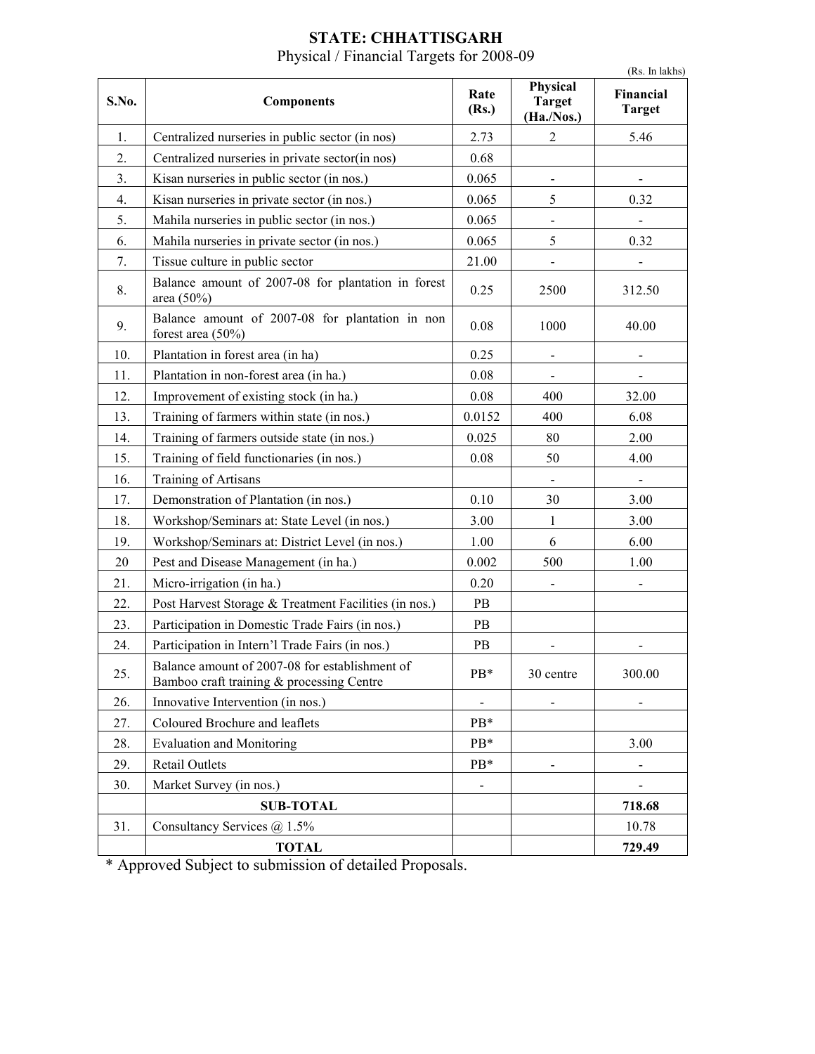# STATE: CHHATTISGARH

Physical / Financial Targets for 2008-09

(Rs. In lakhs)

| S.No. | Components | Rate (Rs.) | Physical Target (Ha./Nos.) | Financial Target |
|---|---|---|---|---|
| 1. | Centralized nurseries in public sector (in nos) | 2.73 | 2 | 5.46 |
| 2. | Centralized nurseries in private sector(in nos) | 0.68 | | |
| 3. | Kisan nurseries in public sector (in nos.) | 0.065 | - | - |
| 4. | Kisan nurseries in private sector (in nos.) | 0.065 | 5 | 0.32 |
| 5. | Mahila nurseries in public sector (in nos.) | 0.065 | - | - |
| 6. | Mahila nurseries in private sector (in nos.) | 0.065 | 5 | 0.32 |
| 7. | Tissue culture in public sector | 21.00 | - | - |
| 8. | Balance amount of 2007-08 for plantation in forest area (50%) | 0.25 | 2500 | 312.50 |
| 9. | Balance amount of 2007-08 for plantation in non forest area (50%) | 0.08 | 1000 | 40.00 |
| 10. | Plantation in forest area (in ha) | 0.25 | - | - |
| 11. | Plantation in non-forest area (in ha.) | 0.08 | - | - |
| 12. | Improvement of existing stock (in ha.) | 0.08 | 400 | 32.00 |
| 13. | Training of farmers within state (in nos.) | 0.0152 | 400 | 6.08 |
| 14. | Training of farmers outside state (in nos.) | 0.025 | 80 | 2.00 |
| 15. | Training of field functionaries (in nos.) | 0.08 | 50 | 4.00 |
| 16. | Training of Artisans | | - | - |
| 17. | Demonstration of Plantation (in nos.) | 0.10 | 30 | 3.00 |
| 18. | Workshop/Seminars at: State Level (in nos.) | 3.00 | 1 | 3.00 |
| 19. | Workshop/Seminars at: District Level (in nos.) | 1.00 | 6 | 6.00 |
| 20 | Pest and Disease Management (in ha.) | 0.002 | 500 | 1.00 |
| 21. | Micro-irrigation (in ha.) | 0.20 | - | - |
| 22. | Post Harvest Storage & Treatment Facilities (in nos.) | PB | | |
| 23. | Participation in Domestic Trade Fairs (in nos.) | PB | | |
| 24. | Participation in Intern'l Trade Fairs (in nos.) | PB | - | - |
| 25. | Balance amount of 2007-08 for establishment of Bamboo craft training & processing Centre | PB* | 30 centre | 300.00 |
| 26. | Innovative Intervention (in nos.) | - | - | - |
| 27. | Coloured Brochure and leaflets | PB* | | |
| 28. | Evaluation and Monitoring | PB* | | 3.00 |
| 29. | Retail Outlets | PB* | - | - |
| 30. | Market Survey (in nos.) | - | | - |
| | **SUB-TOTAL** | | | **718.68** |
| 31. | Consultancy Services @ 1.5% | | | 10.78 |
| | **TOTAL** | | | **729.49** |

\* Approved Subject to submission of detailed Proposals.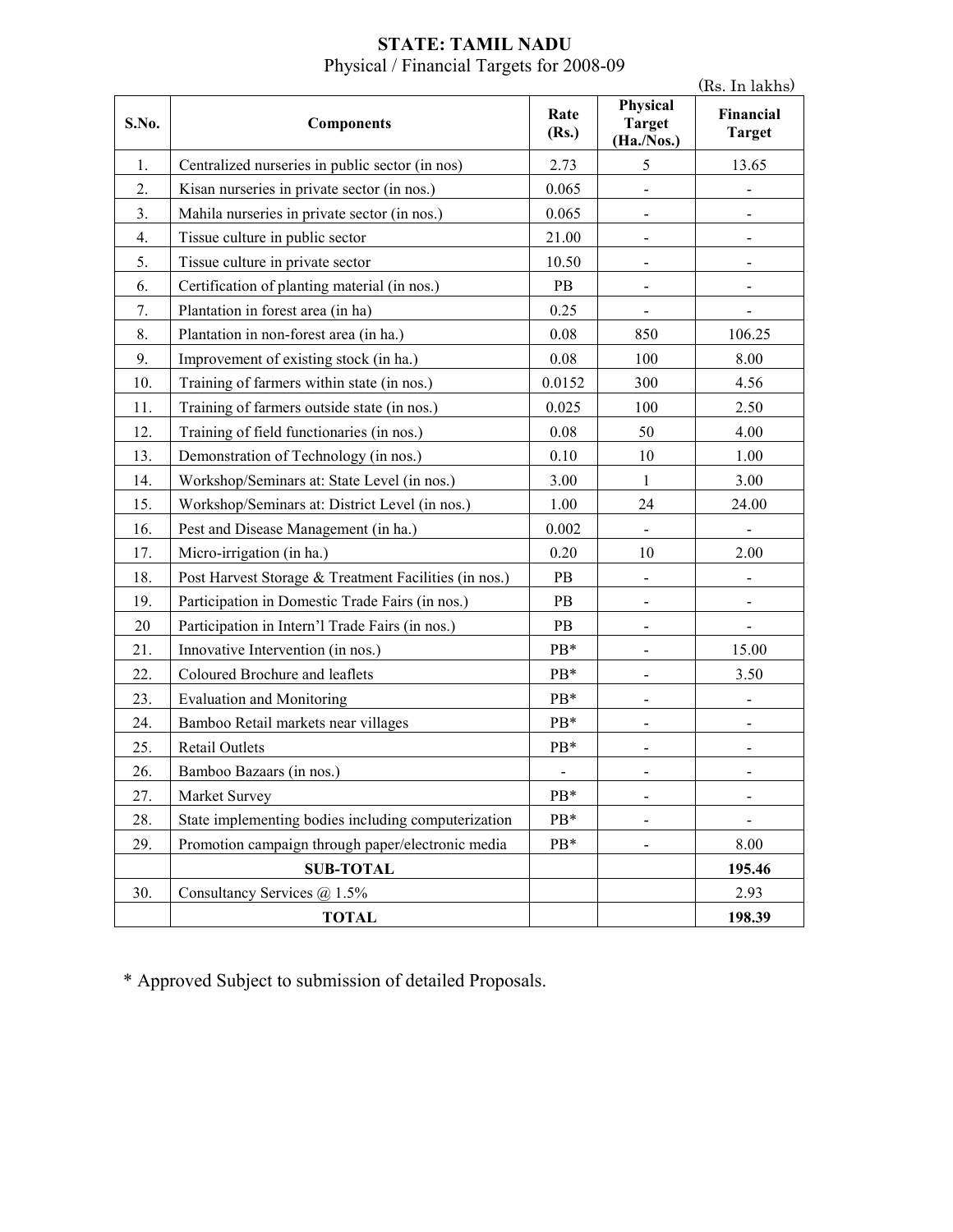**STATE: TAMIL NADU**

Physical / Financial Targets for 2008-09

(Rs. In lakhs)

| S.No. | Components | Rate (Rs.) | Physical Target (Ha./Nos.) | Financial Target |
|---|---|---|---|---|
| 1. | Centralized nurseries in public sector (in nos) | 2.73 | 5 | 13.65 |
| 2. | Kisan nurseries in private sector (in nos.) | 0.065 | - | - |
| 3. | Mahila nurseries in private sector (in nos.) | 0.065 | - | - |
| 4. | Tissue culture in public sector | 21.00 | - | - |
| 5. | Tissue culture in private sector | 10.50 | - | - |
| 6. | Certification of planting material (in nos.) | PB | - | - |
| 7. | Plantation in forest area (in ha) | 0.25 | - | - |
| 8. | Plantation in non-forest area (in ha.) | 0.08 | 850 | 106.25 |
| 9. | Improvement of existing stock (in ha.) | 0.08 | 100 | 8.00 |
| 10. | Training of farmers within state (in nos.) | 0.0152 | 300 | 4.56 |
| 11. | Training of farmers outside state (in nos.) | 0.025 | 100 | 2.50 |
| 12. | Training of field functionaries (in nos.) | 0.08 | 50 | 4.00 |
| 13. | Demonstration of Technology (in nos.) | 0.10 | 10 | 1.00 |
| 14. | Workshop/Seminars at: State Level (in nos.) | 3.00 | 1 | 3.00 |
| 15. | Workshop/Seminars at: District Level (in nos.) | 1.00 | 24 | 24.00 |
| 16. | Pest and Disease Management (in ha.) | 0.002 | - | - |
| 17. | Micro-irrigation (in ha.) | 0.20 | 10 | 2.00 |
| 18. | Post Harvest Storage & Treatment Facilities (in nos.) | PB | - | - |
| 19. | Participation in Domestic Trade Fairs (in nos.) | PB | - | - |
| 20 | Participation in Intern'l Trade Fairs (in nos.) | PB | - | - |
| 21. | Innovative Intervention (in nos.) | PB* | - | 15.00 |
| 22. | Coloured Brochure and leaflets | PB* | - | 3.50 |
| 23. | Evaluation and Monitoring | PB* | - | - |
| 24. | Bamboo Retail markets near villages | PB* | - | - |
| 25. | Retail Outlets | PB* | - | - |
| 26. | Bamboo Bazaars (in nos.) | - | - | - |
| 27. | Market Survey | PB* | - | - |
| 28. | State implementing bodies including computerization | PB* | - | - |
| 29. | Promotion campaign through paper/electronic media | PB* | - | 8.00 |
| | **SUB-TOTAL** | | | **195.46** |
| 30. | Consultancy Services @ 1.5% | | | 2.93 |
| | **TOTAL** | | | **198.39** |

* Approved Subject to submission of detailed Proposals.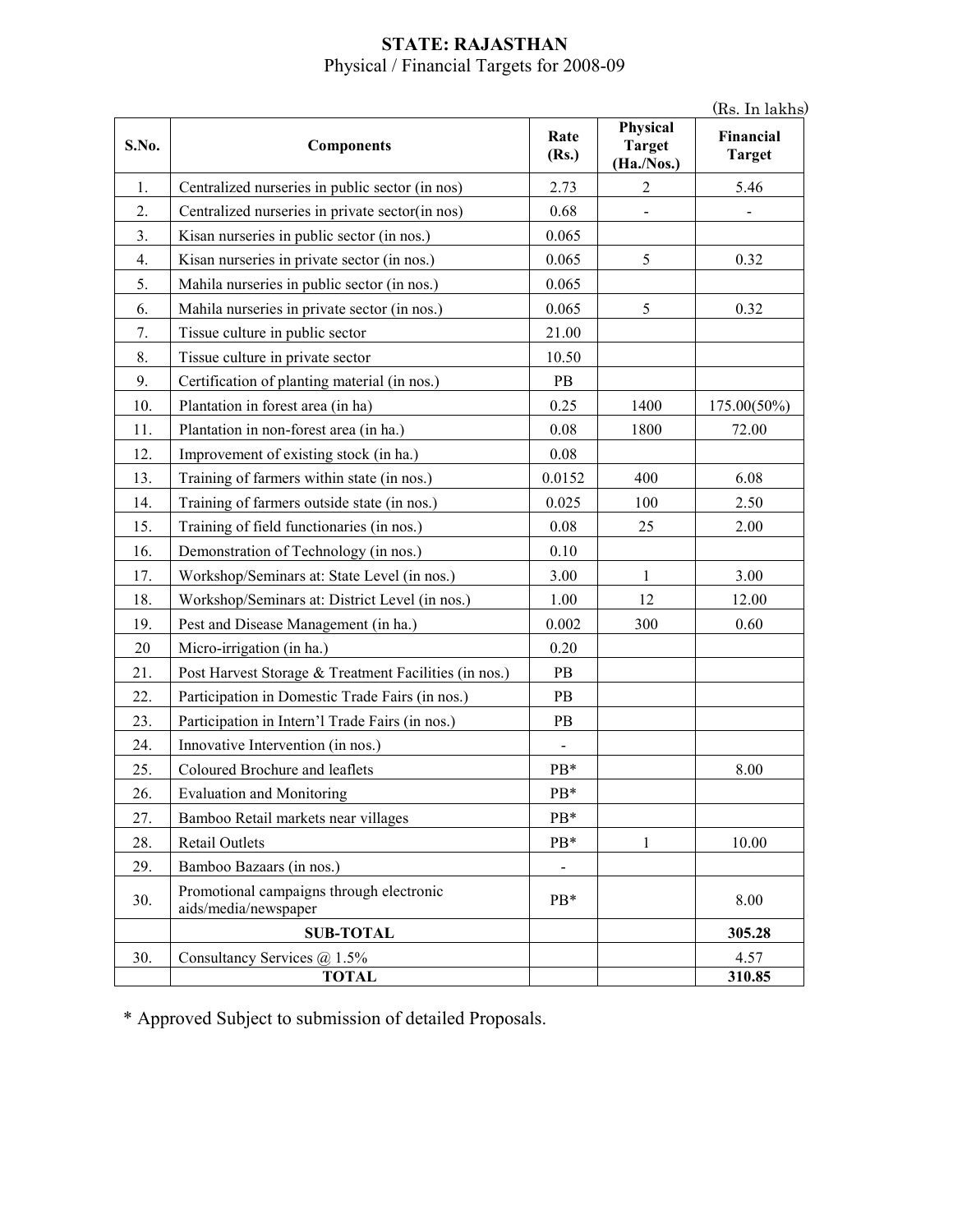**STATE: RAJASTHAN**
Physical / Financial Targets for 2008-09

(Rs. In lakhs)

| S.No. | Components | Rate (Rs.) | Physical Target (Ha./Nos.) | Financial Target |
|---|---|---|---|---|
| 1. | Centralized nurseries in public sector (in nos) | 2.73 | 2 | 5.46 |
| 2. | Centralized nurseries in private sector(in nos) | 0.68 | - | - |
| 3. | Kisan nurseries in public sector (in nos.) | 0.065 | | |
| 4. | Kisan nurseries in private sector (in nos.) | 0.065 | 5 | 0.32 |
| 5. | Mahila nurseries in public sector (in nos.) | 0.065 | | |
| 6. | Mahila nurseries in private sector (in nos.) | 0.065 | 5 | 0.32 |
| 7. | Tissue culture in public sector | 21.00 | | |
| 8. | Tissue culture in private sector | 10.50 | | |
| 9. | Certification of planting material (in nos.) | PB | | |
| 10. | Plantation in forest area (in ha) | 0.25 | 1400 | 175.00(50%) |
| 11. | Plantation in non-forest area (in ha.) | 0.08 | 1800 | 72.00 |
| 12. | Improvement of existing stock (in ha.) | 0.08 | | |
| 13. | Training of farmers within state (in nos.) | 0.0152 | 400 | 6.08 |
| 14. | Training of farmers outside state (in nos.) | 0.025 | 100 | 2.50 |
| 15. | Training of field functionaries (in nos.) | 0.08 | 25 | 2.00 |
| 16. | Demonstration of Technology (in nos.) | 0.10 | | |
| 17. | Workshop/Seminars at: State Level (in nos.) | 3.00 | 1 | 3.00 |
| 18. | Workshop/Seminars at: District Level (in nos.) | 1.00 | 12 | 12.00 |
| 19. | Pest and Disease Management (in ha.) | 0.002 | 300 | 0.60 |
| 20 | Micro-irrigation (in ha.) | 0.20 | | |
| 21. | Post Harvest Storage & Treatment Facilities (in nos.) | PB | | |
| 22. | Participation in Domestic Trade Fairs (in nos.) | PB | | |
| 23. | Participation in Intern'l Trade Fairs (in nos.) | PB | | |
| 24. | Innovative Intervention (in nos.) | - | | |
| 25. | Coloured Brochure and leaflets | PB* | | 8.00 |
| 26. | Evaluation and Monitoring | PB* | | |
| 27. | Bamboo Retail markets near villages | PB* | | |
| 28. | Retail Outlets | PB* | 1 | 10.00 |
| 29. | Bamboo Bazaars (in nos.) | - | | |
| 30. | Promotional campaigns through electronic aids/media/newspaper | PB* | | 8.00 |
| | **SUB-TOTAL** | | | **305.28** |
| 30. | Consultancy Services @ 1.5% | | | 4.57 |
| | **TOTAL** | | | **310.85** |

* Approved Subject to submission of detailed Proposals.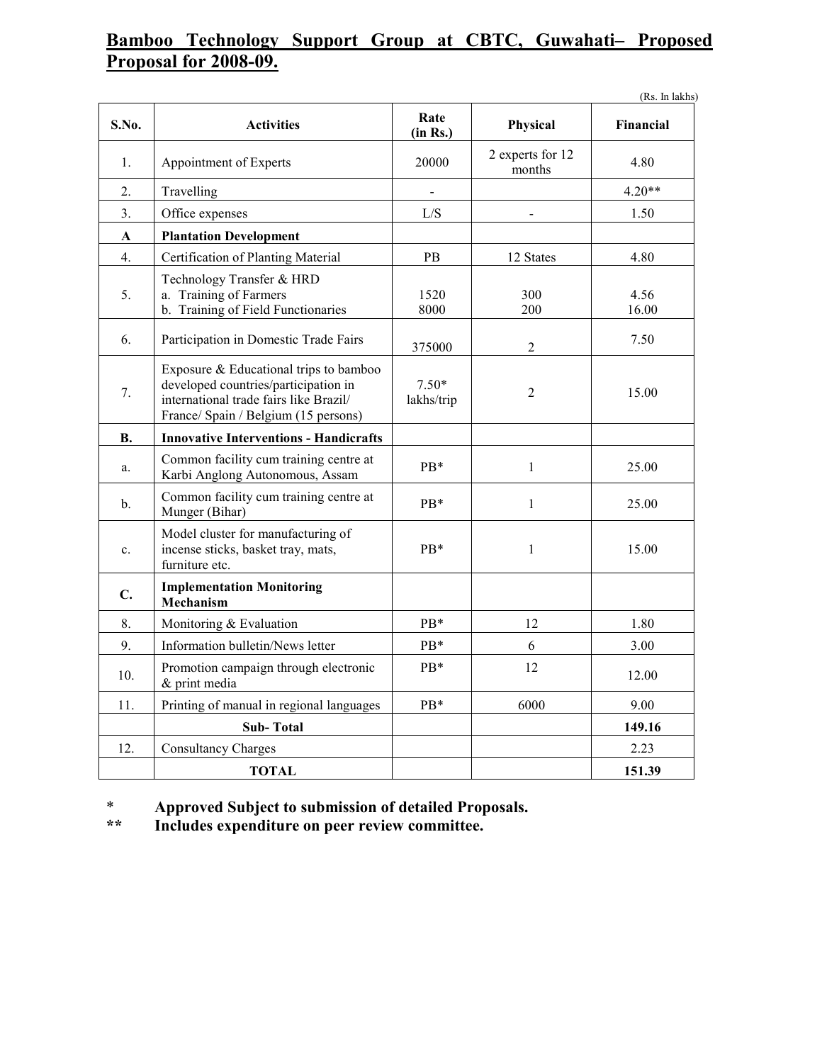## Bamboo Technology Support Group at CBTC, Guwahati– Proposed Proposal for 2008-09.

(Rs. In lakhs)

| S.No. | Activities | Rate (in Rs.) | Physical | Financial |
|---|---|---|---|---|
| 1. | Appointment of Experts | 20000 | 2 experts for 12 months | 4.80 |
| 2. | Travelling | - | | 4.20** |
| 3. | Office expenses | L/S | - | 1.50 |
| **A** | **Plantation Development** | | | |
| 4. | Certification of Planting Material | PB | 12 States | 4.80 |
| 5. | Technology Transfer & HRD<br>a. Training of Farmers<br>b. Training of Field Functionaries | <br>1520<br>8000 | <br>300<br>200 | <br>4.56<br>16.00 |
| 6. | Participation in Domestic Trade Fairs | 375000 | 2 | 7.50 |
| 7. | Exposure & Educational trips to bamboo developed countries/participation in international trade fairs like Brazil/ France/ Spain / Belgium (15 persons) | 7.50* lakhs/trip | 2 | 15.00 |
| **B.** | **Innovative Interventions - Handicrafts** | | | |
| a. | Common facility cum training centre at Karbi Anglong Autonomous, Assam | PB* | 1 | 25.00 |
| b. | Common facility cum training centre at Munger (Bihar) | PB* | 1 | 25.00 |
| c. | Model cluster for manufacturing of incense sticks, basket tray, mats, furniture etc. | PB* | 1 | 15.00 |
| **C.** | **Implementation Monitoring Mechanism** | | | |
| 8. | Monitoring & Evaluation | PB* | 12 | 1.80 |
| 9. | Information bulletin/News letter | PB* | 6 | 3.00 |
| 10. | Promotion campaign through electronic & print media | PB* | 12 | 12.00 |
| 11. | Printing of manual in regional languages | PB* | 6000 | 9.00 |
| | **Sub- Total** | | | **149.16** |
| 12. | Consultancy Charges | | | 2.23 |
| | **TOTAL** | | | **151.39** |

\* **Approved Subject to submission of detailed Proposals.**

\*\* **Includes expenditure on peer review committee.**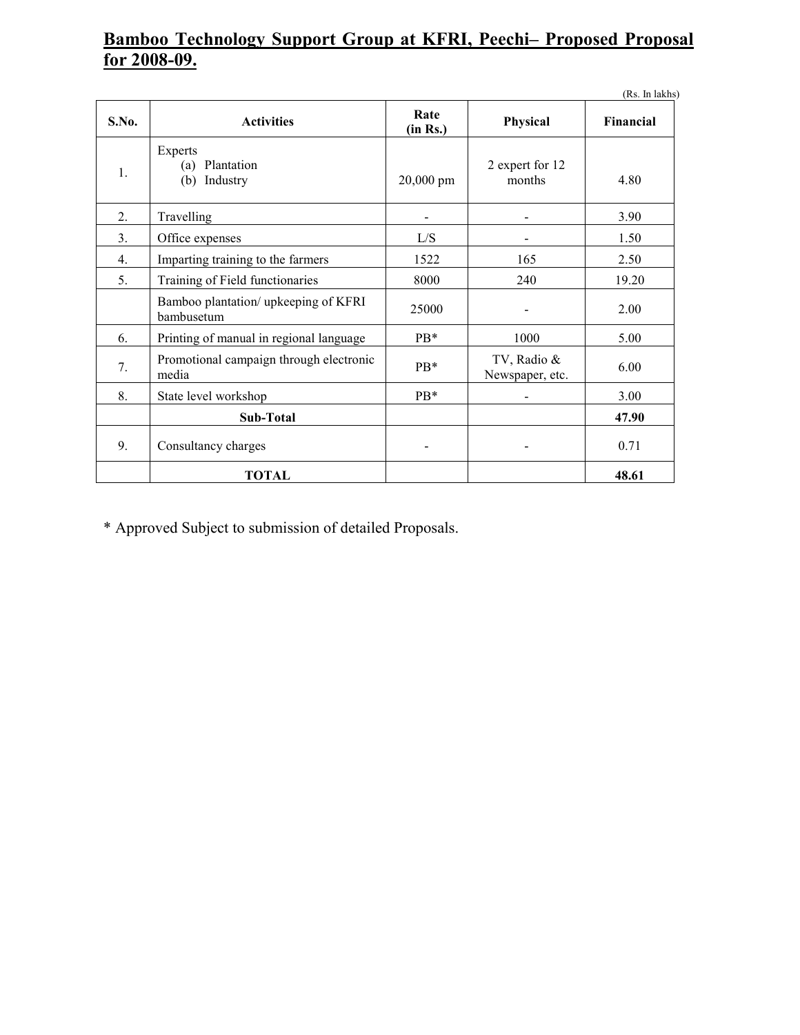## Bamboo Technology Support Group at KFRI, Peechi– Proposed Proposal for 2008-09.

(Rs. In lakhs)

| S.No. | Activities | Rate (in Rs.) | Physical | Financial |
|---|---|---|---|---|
| 1. | Experts<br>(a) Plantation<br>(b) Industry | 20,000 pm | 2 expert for 12 months | 4.80 |
| 2. | Travelling | - | - | 3.90 |
| 3. | Office expenses | L/S | - | 1.50 |
| 4. | Imparting training to the farmers | 1522 | 165 | 2.50 |
| 5. | Training of Field functionaries | 8000 | 240 | 19.20 |
| | Bamboo plantation/ upkeeping of KFRI bambusetum | 25000 | - | 2.00 |
| 6. | Printing of manual in regional language | PB* | 1000 | 5.00 |
| 7. | Promotional campaign through electronic media | PB* | TV, Radio & Newspaper, etc. | 6.00 |
| 8. | State level workshop | PB* | - | 3.00 |
| | **Sub-Total** | | | **47.90** |
| 9. | Consultancy charges | - | - | 0.71 |
| | **TOTAL** | | | **48.61** |

* Approved Subject to submission of detailed Proposals.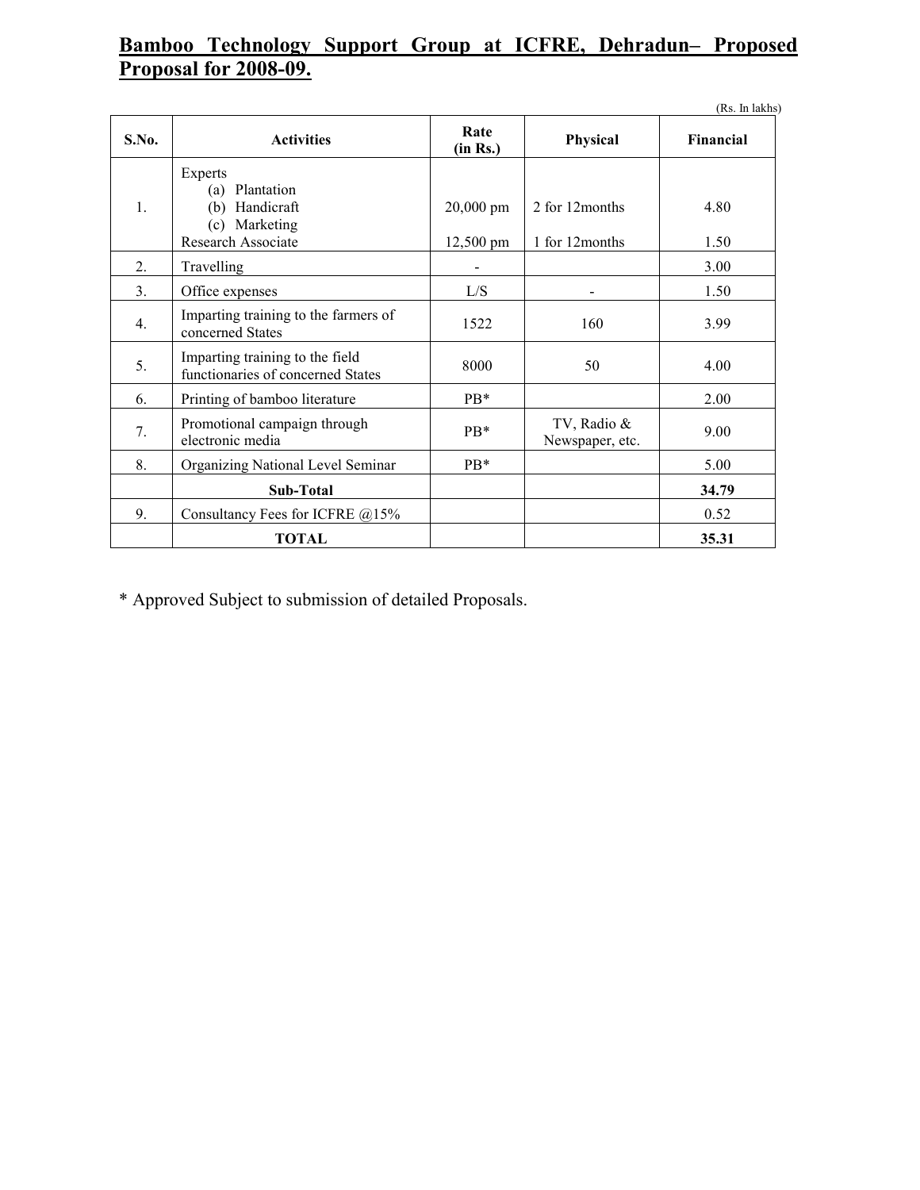## Bamboo Technology Support Group at ICFRE, Dehradun– Proposed Proposal for 2008-09.

(Rs. In lakhs)

| S.No. | Activities | Rate (in Rs.) | Physical | Financial |
|---|---|---|---|---|
| 1. | Experts<br>(a) Plantation<br>(b) Handicraft<br>(c) Marketing<br>Research Associate | 20,000 pm<br><br>12,500 pm | 2 for 12months<br><br>1 for 12months | 4.80<br><br>1.50 |
| 2. | Travelling | - | | 3.00 |
| 3. | Office expenses | L/S | - | 1.50 |
| 4. | Imparting training to the farmers of concerned States | 1522 | 160 | 3.99 |
| 5. | Imparting training to the field functionaries of concerned States | 8000 | 50 | 4.00 |
| 6. | Printing of bamboo literature | PB* | | 2.00 |
| 7. | Promotional campaign through electronic media | PB* | TV, Radio & Newspaper, etc. | 9.00 |
| 8. | Organizing National Level Seminar | PB* | | 5.00 |
| | **Sub-Total** | | | **34.79** |
| 9. | Consultancy Fees for ICFRE @15% | | | 0.52 |
| | **TOTAL** | | | **35.31** |

* Approved Subject to submission of detailed Proposals.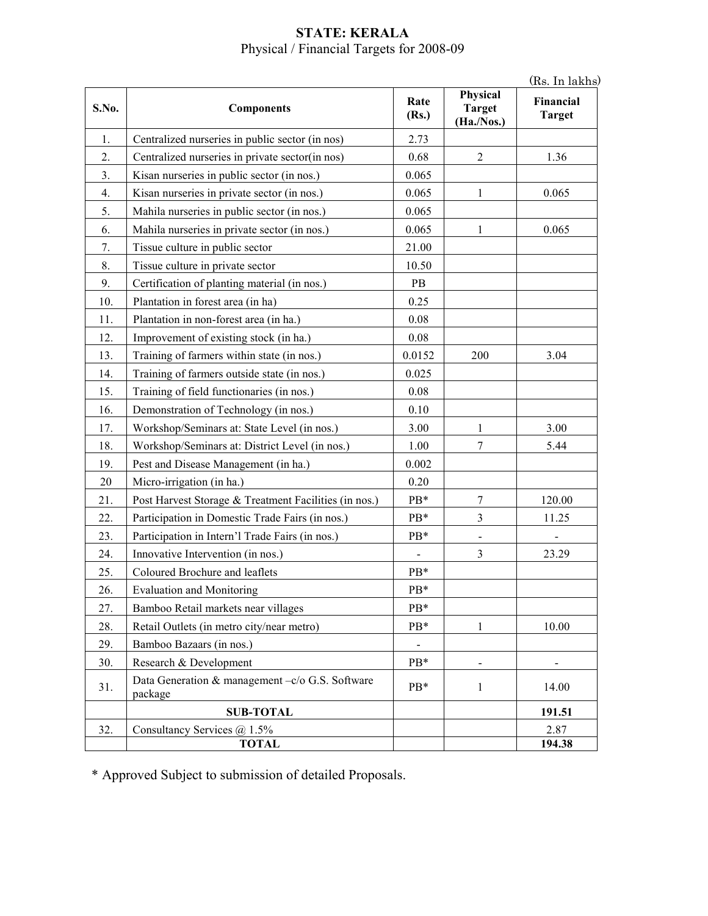**STATE: KERALA**

Physical / Financial Targets for 2008-09

(Rs. In lakhs)

| S.No. | Components | Rate (Rs.) | Physical Target (Ha./Nos.) | Financial Target |
|---|---|---|---|---|
| 1. | Centralized nurseries in public sector (in nos) | 2.73 | | |
| 2. | Centralized nurseries in private sector(in nos) | 0.68 | 2 | 1.36 |
| 3. | Kisan nurseries in public sector (in nos.) | 0.065 | | |
| 4. | Kisan nurseries in private sector (in nos.) | 0.065 | 1 | 0.065 |
| 5. | Mahila nurseries in public sector (in nos.) | 0.065 | | |
| 6. | Mahila nurseries in private sector (in nos.) | 0.065 | 1 | 0.065 |
| 7. | Tissue culture in public sector | 21.00 | | |
| 8. | Tissue culture in private sector | 10.50 | | |
| 9. | Certification of planting material (in nos.) | PB | | |
| 10. | Plantation in forest area (in ha) | 0.25 | | |
| 11. | Plantation in non-forest area (in ha.) | 0.08 | | |
| 12. | Improvement of existing stock (in ha.) | 0.08 | | |
| 13. | Training of farmers within state (in nos.) | 0.0152 | 200 | 3.04 |
| 14. | Training of farmers outside state (in nos.) | 0.025 | | |
| 15. | Training of field functionaries (in nos.) | 0.08 | | |
| 16. | Demonstration of Technology (in nos.) | 0.10 | | |
| 17. | Workshop/Seminars at: State Level (in nos.) | 3.00 | 1 | 3.00 |
| 18. | Workshop/Seminars at: District Level (in nos.) | 1.00 | 7 | 5.44 |
| 19. | Pest and Disease Management (in ha.) | 0.002 | | |
| 20 | Micro-irrigation (in ha.) | 0.20 | | |
| 21. | Post Harvest Storage & Treatment Facilities (in nos.) | PB* | 7 | 120.00 |
| 22. | Participation in Domestic Trade Fairs (in nos.) | PB* | 3 | 11.25 |
| 23. | Participation in Intern'l Trade Fairs (in nos.) | PB* | - | - |
| 24. | Innovative Intervention (in nos.) | - | 3 | 23.29 |
| 25. | Coloured Brochure and leaflets | PB* | | |
| 26. | Evaluation and Monitoring | PB* | | |
| 27. | Bamboo Retail markets near villages | PB* | | |
| 28. | Retail Outlets (in metro city/near metro) | PB* | 1 | 10.00 |
| 29. | Bamboo Bazaars (in nos.) | - | | |
| 30. | Research & Development | PB* | - | - |
| 31. | Data Generation & management –c/o G.S. Software package | PB* | 1 | 14.00 |
| | **SUB-TOTAL** | | | **191.51** |
| 32. | Consultancy Services @ 1.5% | | | 2.87 |
| | **TOTAL** | | | **194.38** |

* Approved Subject to submission of detailed Proposals.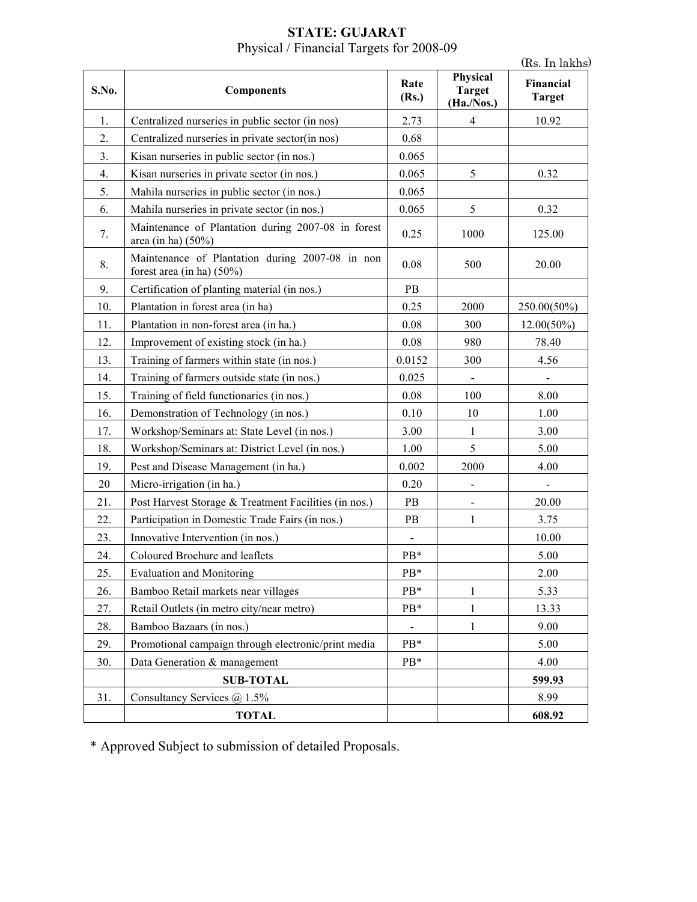# STATE: GUJARAT

Physical / Financial Targets for 2008-09

(Rs. In lakhs)

| S.No. | Components | Rate (Rs.) | Physical Target (Ha./Nos.) | Financial Target |
|---|---|---|---|---|
| 1. | Centralized nurseries in public sector (in nos) | 2.73 | 4 | 10.92 |
| 2. | Centralized nurseries in private sector(in nos) | 0.68 | | |
| 3. | Kisan nurseries in public sector (in nos.) | 0.065 | | |
| 4. | Kisan nurseries in private sector (in nos.) | 0.065 | 5 | 0.32 |
| 5. | Mahila nurseries in public sector (in nos.) | 0.065 | | |
| 6. | Mahila nurseries in private sector (in nos.) | 0.065 | 5 | 0.32 |
| 7. | Maintenance of Plantation during 2007-08 in forest area (in ha) (50%) | 0.25 | 1000 | 125.00 |
| 8. | Maintenance of Plantation during 2007-08 in non forest area (in ha) (50%) | 0.08 | 500 | 20.00 |
| 9. | Certification of planting material (in nos.) | PB | | |
| 10. | Plantation in forest area (in ha) | 0.25 | 2000 | 250.00(50%) |
| 11. | Plantation in non-forest area (in ha.) | 0.08 | 300 | 12.00(50%) |
| 12. | Improvement of existing stock (in ha.) | 0.08 | 980 | 78.40 |
| 13. | Training of farmers within state (in nos.) | 0.0152 | 300 | 4.56 |
| 14. | Training of farmers outside state (in nos.) | 0.025 | - | - |
| 15. | Training of field functionaries (in nos.) | 0.08 | 100 | 8.00 |
| 16. | Demonstration of Technology (in nos.) | 0.10 | 10 | 1.00 |
| 17. | Workshop/Seminars at: State Level (in nos.) | 3.00 | 1 | 3.00 |
| 18. | Workshop/Seminars at: District Level (in nos.) | 1.00 | 5 | 5.00 |
| 19. | Pest and Disease Management (in ha.) | 0.002 | 2000 | 4.00 |
| 20 | Micro-irrigation (in ha.) | 0.20 | - | - |
| 21. | Post Harvest Storage & Treatment Facilities (in nos.) | PB | - | 20.00 |
| 22. | Participation in Domestic Trade Fairs (in nos.) | PB | 1 | 3.75 |
| 23. | Innovative Intervention (in nos.) | - | | 10.00 |
| 24. | Coloured Brochure and leaflets | PB* | | 5.00 |
| 25. | Evaluation and Monitoring | PB* | | 2.00 |
| 26. | Bamboo Retail markets near villages | PB* | 1 | 5.33 |
| 27. | Retail Outlets (in metro city/near metro) | PB* | 1 | 13.33 |
| 28. | Bamboo Bazaars (in nos.) | - | 1 | 9.00 |
| 29. | Promotional campaign through electronic/print media | PB* | | 5.00 |
| 30. | Data Generation & management | PB* | | 4.00 |
| | **SUB-TOTAL** | | | **599.93** |
| 31. | Consultancy Services @ 1.5% | | | 8.99 |
| | **TOTAL** | | | **608.92** |

* Approved Subject to submission of detailed Proposals.